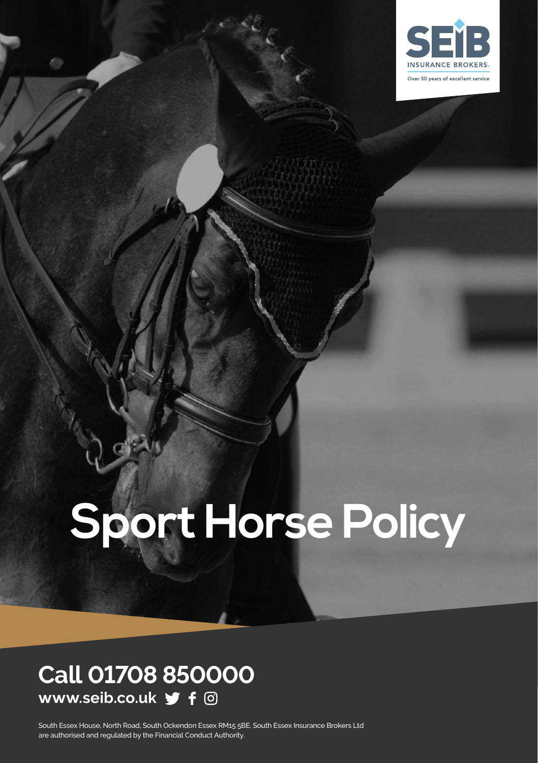SEIB INSURANCE BROKERS

Over 50 years of excellent service

# Sport Horse Policy

## Call 01708 850000

**www.seib.co.uk**

South Essex House, North Road, South Ockendon Essex RM15 5BE. South Essex Insurance Brokers Ltd are authorised and regulated by the Financial Conduct Authority.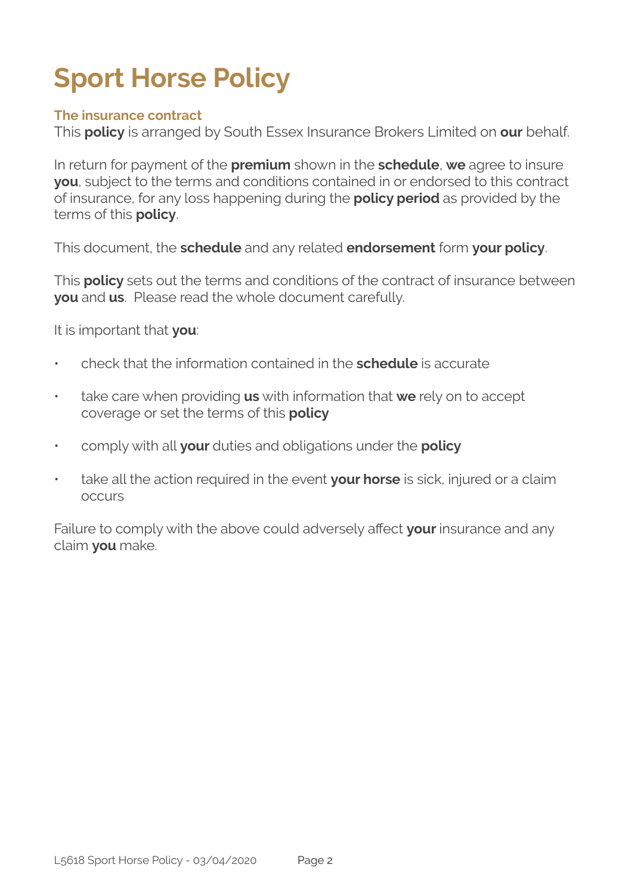# Sport Horse Policy

## The insurance contract

This **policy** is arranged by South Essex Insurance Brokers Limited on **our** behalf.

In return for payment of the **premium** shown in the **schedule**, **we** agree to insure **you**, subject to the terms and conditions contained in or endorsed to this contract of insurance, for any loss happening during the **policy period** as provided by the terms of this **policy**.

This document, the **schedule** and any related **endorsement** form **your policy**.

This **policy** sets out the terms and conditions of the contract of insurance between **you** and **us**. Please read the whole document carefully.

It is important that **you**:

- check that the information contained in the **schedule** is accurate
- take care when providing **us** with information that **we** rely on to accept coverage or set the terms of this **policy**
- comply with all **your** duties and obligations under the **policy**
- take all the action required in the event **your horse** is sick, injured or a claim occurs

Failure to comply with the above could adversely affect **your** insurance and any claim **you** make.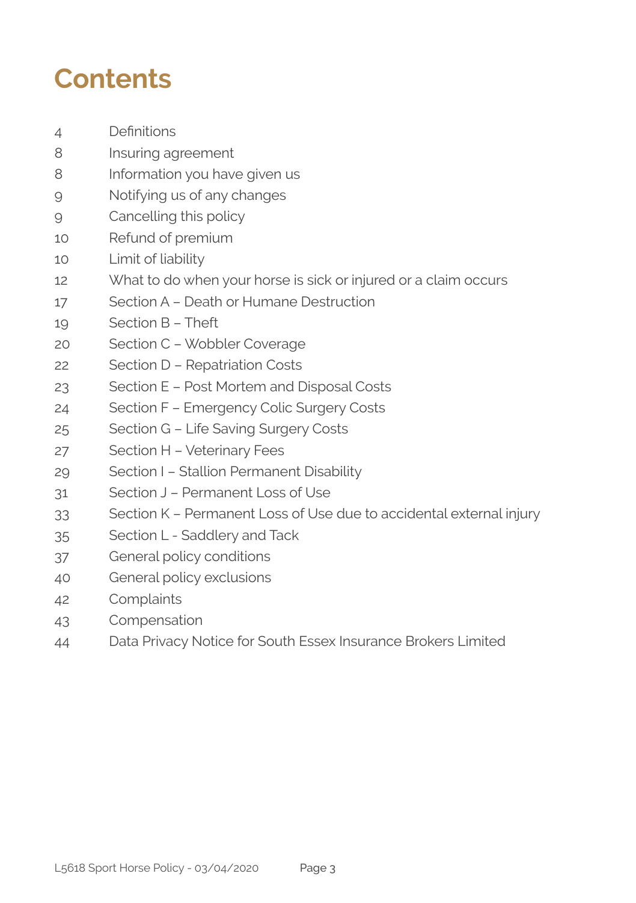# Contents

| | |
|---|---|
| 4 | Definitions |
| 8 | Insuring agreement |
| 8 | Information you have given us |
| 9 | Notifying us of any changes |
| 9 | Cancelling this policy |
| 10 | Refund of premium |
| 10 | Limit of liability |
| 12 | What to do when your horse is sick or injured or a claim occurs |
| 17 | Section A – Death or Humane Destruction |
| 19 | Section B – Theft |
| 20 | Section C – Wobbler Coverage |
| 22 | Section D – Repatriation Costs |
| 23 | Section E – Post Mortem and Disposal Costs |
| 24 | Section F – Emergency Colic Surgery Costs |
| 25 | Section G – Life Saving Surgery Costs |
| 27 | Section H – Veterinary Fees |
| 29 | Section I – Stallion Permanent Disability |
| 31 | Section J – Permanent Loss of Use |
| 33 | Section K – Permanent Loss of Use due to accidental external injury |
| 35 | Section L - Saddlery and Tack |
| 37 | General policy conditions |
| 40 | General policy exclusions |
| 42 | Complaints |
| 43 | Compensation |
| 44 | Data Privacy Notice for South Essex Insurance Brokers Limited |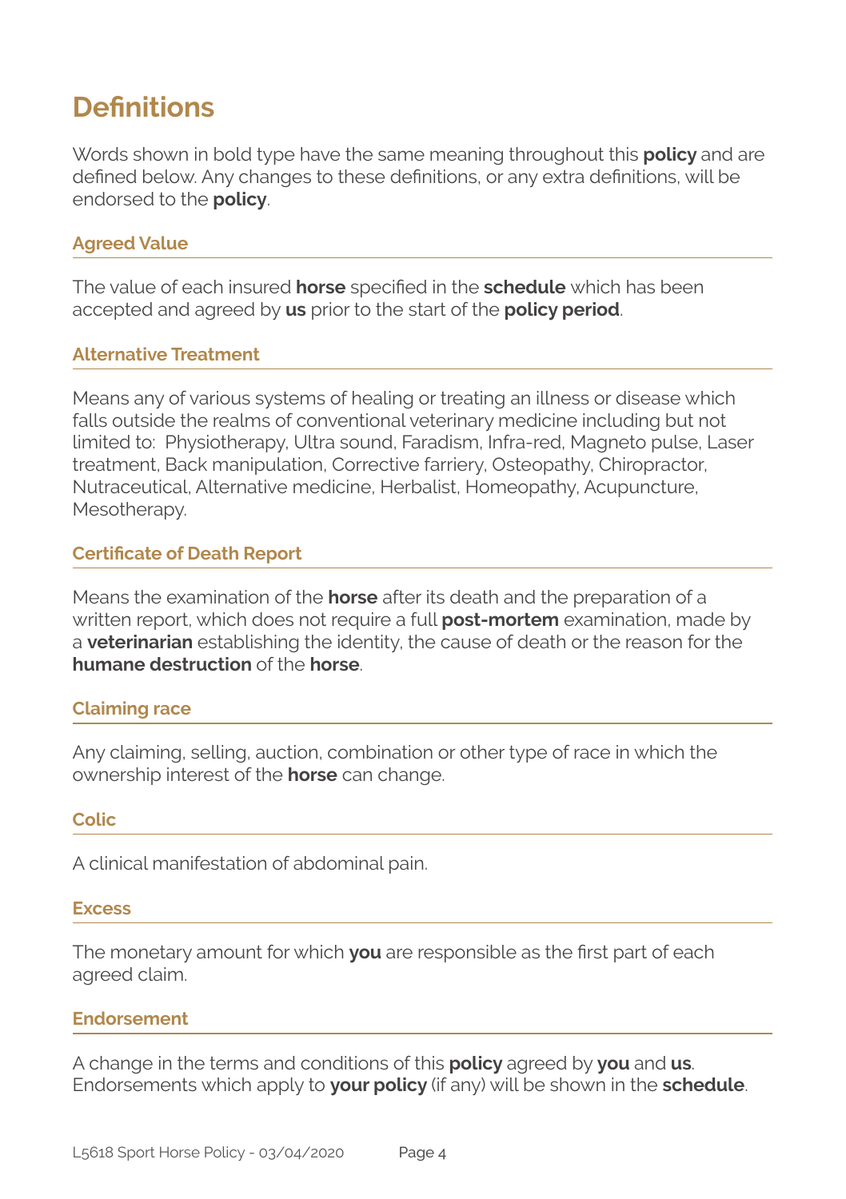# Definitions

Words shown in bold type have the same meaning throughout this **policy** and are defined below. Any changes to these definitions, or any extra definitions, will be endorsed to the **policy**.

### Agreed Value

The value of each insured **horse** specified in the **schedule** which has been accepted and agreed by **us** prior to the start of the **policy period**.

### Alternative Treatment

Means any of various systems of healing or treating an illness or disease which falls outside the realms of conventional veterinary medicine including but not limited to: Physiotherapy, Ultra sound, Faradism, Infra-red, Magneto pulse, Laser treatment, Back manipulation, Corrective farriery, Osteopathy, Chiropractor, Nutraceutical, Alternative medicine, Herbalist, Homeopathy, Acupuncture, Mesotherapy.

### Certificate of Death Report

Means the examination of the **horse** after its death and the preparation of a written report, which does not require a full **post-mortem** examination, made by a **veterinarian** establishing the identity, the cause of death or the reason for the **humane destruction** of the **horse**.

### Claiming race

Any claiming, selling, auction, combination or other type of race in which the ownership interest of the **horse** can change.

### Colic

A clinical manifestation of abdominal pain.

### Excess

The monetary amount for which **you** are responsible as the first part of each agreed claim.

### Endorsement

A change in the terms and conditions of this **policy** agreed by **you** and **us**. Endorsements which apply to **your policy** (if any) will be shown in the **schedule**.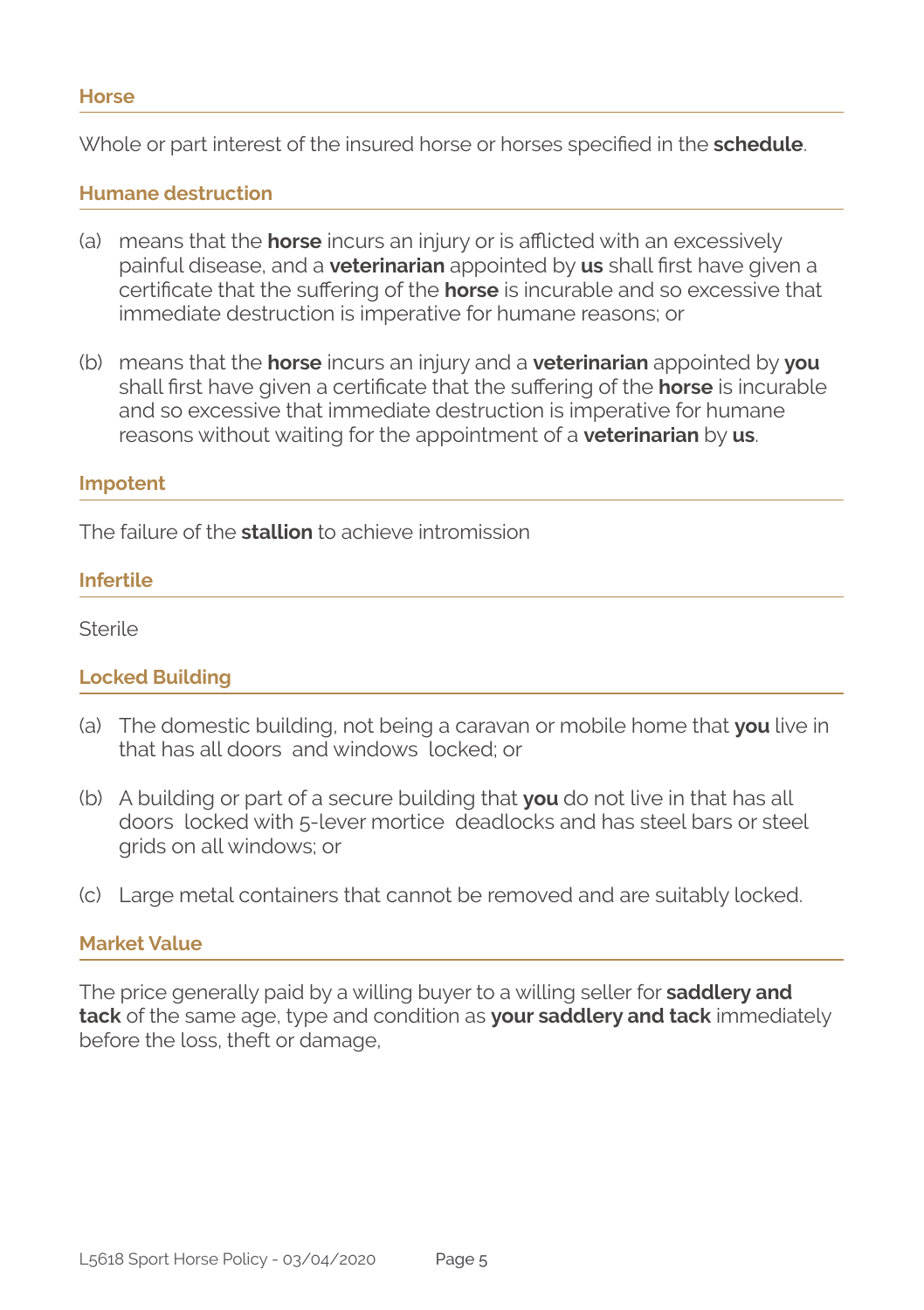### Horse

Whole or part interest of the insured horse or horses specified in the **schedule**.

### Humane destruction

(a) means that the **horse** incurs an injury or is afflicted with an excessively painful disease, and a **veterinarian** appointed by **us** shall first have given a certificate that the suffering of the **horse** is incurable and so excessive that immediate destruction is imperative for humane reasons; or

(b) means that the **horse** incurs an injury and a **veterinarian** appointed by **you** shall first have given a certificate that the suffering of the **horse** is incurable and so excessive that immediate destruction is imperative for humane reasons without waiting for the appointment of a **veterinarian** by **us**.

### Impotent

The failure of the **stallion** to achieve intromission

### Infertile

Sterile

### Locked Building

(a) The domestic building, not being a caravan or mobile home that **you** live in that has all doors and windows locked; or

(b) A building or part of a secure building that **you** do not live in that has all doors locked with 5-lever mortice deadlocks and has steel bars or steel grids on all windows; or

(c) Large metal containers that cannot be removed and are suitably locked.

### Market Value

The price generally paid by a willing buyer to a willing seller for **saddlery and tack** of the same age, type and condition as **your saddlery and tack** immediately before the loss, theft or damage,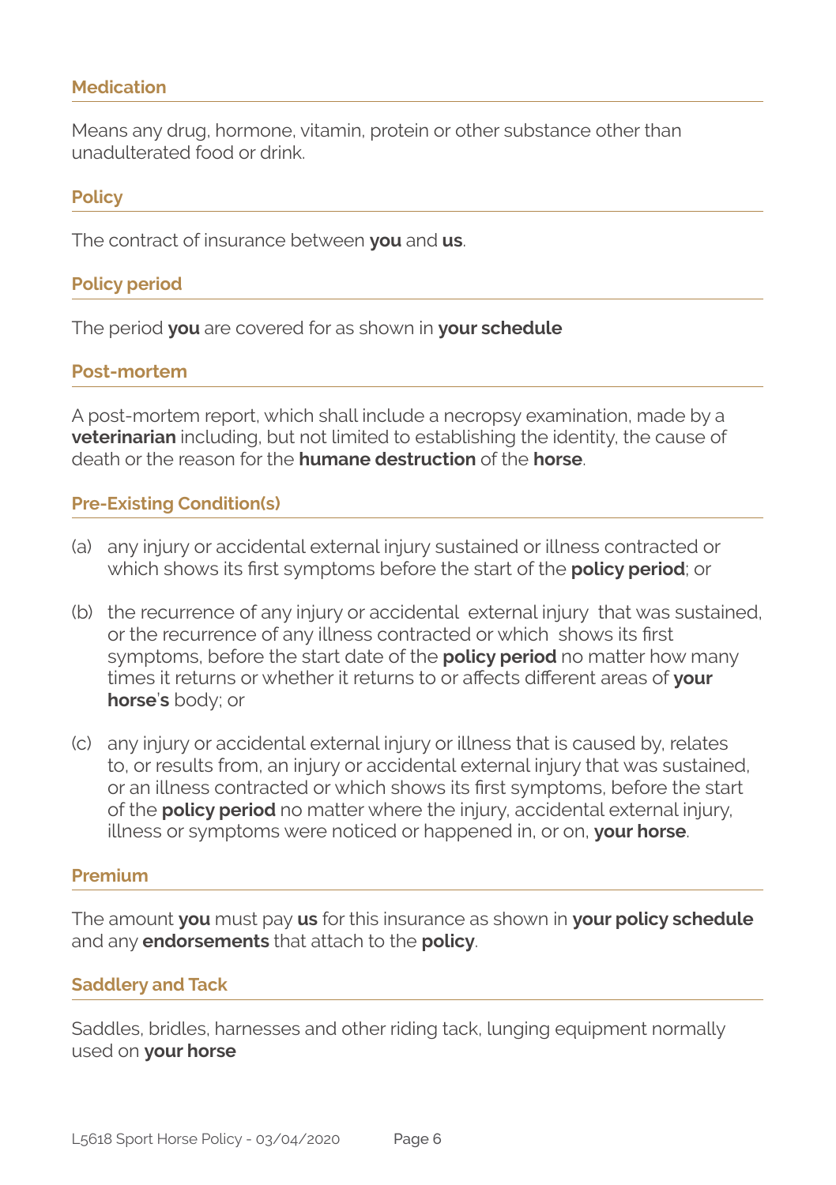### Medication

Means any drug, hormone, vitamin, protein or other substance other than unadulterated food or drink.

### Policy

The contract of insurance between **you** and **us**.

### Policy period

The period **you** are covered for as shown in **your schedule**

### Post-mortem

A post-mortem report, which shall include a necropsy examination, made by a **veterinarian** including, but not limited to establishing the identity, the cause of death or the reason for the **humane destruction** of the **horse**.

### Pre-Existing Condition(s)

(a) any injury or accidental external injury sustained or illness contracted or which shows its first symptoms before the start of the **policy period**; or

(b) the recurrence of any injury or accidental external injury that was sustained, or the recurrence of any illness contracted or which shows its first symptoms, before the start date of the **policy period** no matter how many times it returns or whether it returns to or affects different areas of **your horse**'s body; or

(c) any injury or accidental external injury or illness that is caused by, relates to, or results from, an injury or accidental external injury that was sustained, or an illness contracted or which shows its first symptoms, before the start of the **policy period** no matter where the injury, accidental external injury, illness or symptoms were noticed or happened in, or on, **your horse**.

### Premium

The amount **you** must pay **us** for this insurance as shown in **your policy schedule** and any **endorsements** that attach to the **policy**.

### Saddlery and Tack

Saddles, bridles, harnesses and other riding tack, lunging equipment normally used on **your horse**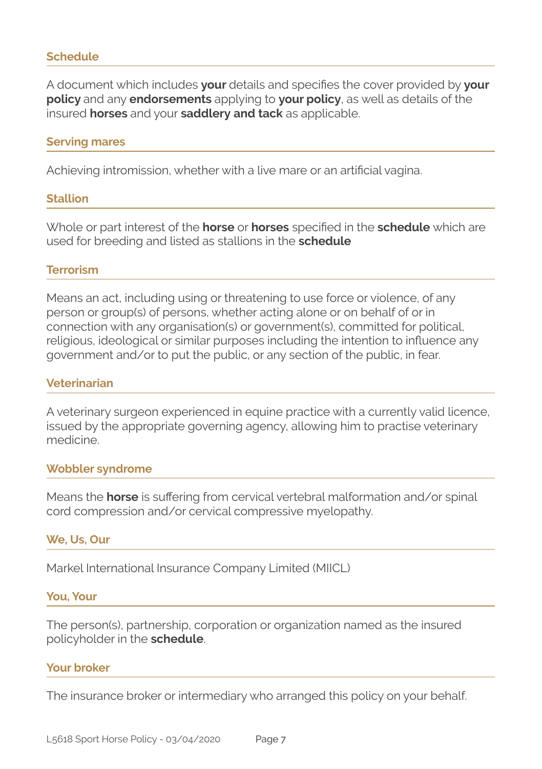### Schedule

A document which includes **your** details and specifies the cover provided by **your policy** and any **endorsements** applying to **your policy**, as well as details of the insured **horses** and your **saddlery and tack** as applicable.

### Serving mares

Achieving intromission, whether with a live mare or an artificial vagina.

### Stallion

Whole or part interest of the **horse** or **horses** specified in the **schedule** which are used for breeding and listed as stallions in the **schedule**

### Terrorism

Means an act, including using or threatening to use force or violence, of any person or group(s) of persons, whether acting alone or on behalf of or in connection with any organisation(s) or government(s), committed for political, religious, ideological or similar purposes including the intention to influence any government and/or to put the public, or any section of the public, in fear.

### Veterinarian

A veterinary surgeon experienced in equine practice with a currently valid licence, issued by the appropriate governing agency, allowing him to practise veterinary medicine.

### Wobbler syndrome

Means the **horse** is suffering from cervical vertebral malformation and/or spinal cord compression and/or cervical compressive myelopathy.

### We, Us, Our

Markel International Insurance Company Limited (MIICL)

### You, Your

The person(s), partnership, corporation or organization named as the insured policyholder in the **schedule**.

### Your broker

The insurance broker or intermediary who arranged this policy on your behalf.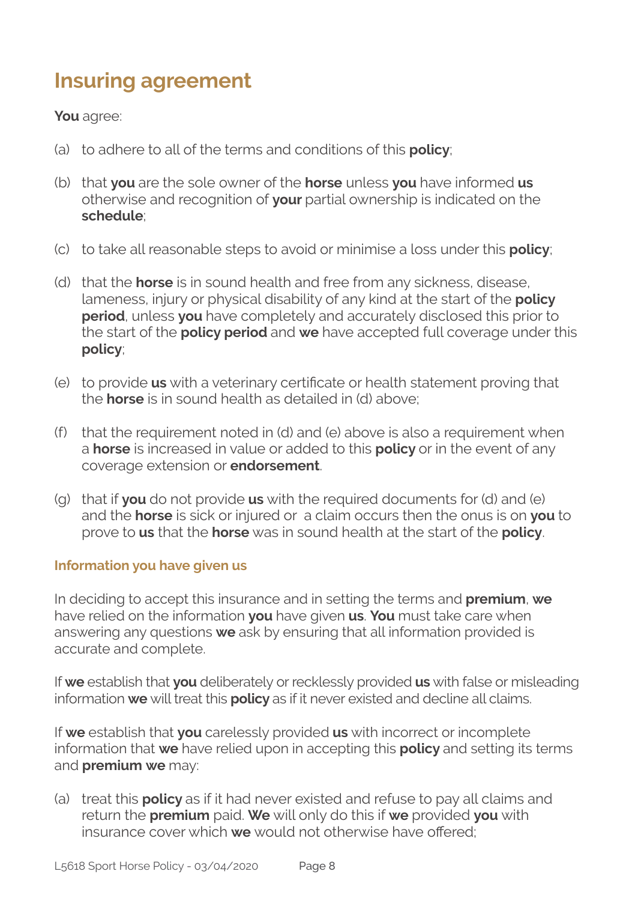# Insuring agreement

**You** agree:

(a) to adhere to all of the terms and conditions of this **policy**;

(b) that **you** are the sole owner of the **horse** unless **you** have informed **us** otherwise and recognition of **your** partial ownership is indicated on the **schedule**;

(c) to take all reasonable steps to avoid or minimise a loss under this **policy**;

(d) that the **horse** is in sound health and free from any sickness, disease, lameness, injury or physical disability of any kind at the start of the **policy period**, unless **you** have completely and accurately disclosed this prior to the start of the **policy period** and **we** have accepted full coverage under this **policy**;

(e) to provide **us** with a veterinary certificate or health statement proving that the **horse** is in sound health as detailed in (d) above;

(f) that the requirement noted in (d) and (e) above is also a requirement when a **horse** is increased in value or added to this **policy** or in the event of any coverage extension or **endorsement**.

(g) that if **you** do not provide **us** with the required documents for (d) and (e) and the **horse** is sick or injured or a claim occurs then the onus is on **you** to prove to **us** that the **horse** was in sound health at the start of the **policy**.

### Information you have given us

In deciding to accept this insurance and in setting the terms and **premium**, **we** have relied on the information **you** have given **us**. **You** must take care when answering any questions **we** ask by ensuring that all information provided is accurate and complete.

If **we** establish that **you** deliberately or recklessly provided **us** with false or misleading information **we** will treat this **policy** as if it never existed and decline all claims.

If **we** establish that **you** carelessly provided **us** with incorrect or incomplete information that **we** have relied upon in accepting this **policy** and setting its terms and **premium we** may:

(a) treat this **policy** as if it had never existed and refuse to pay all claims and return the **premium** paid. **We** will only do this if **we** provided **you** with insurance cover which **we** would not otherwise have offered;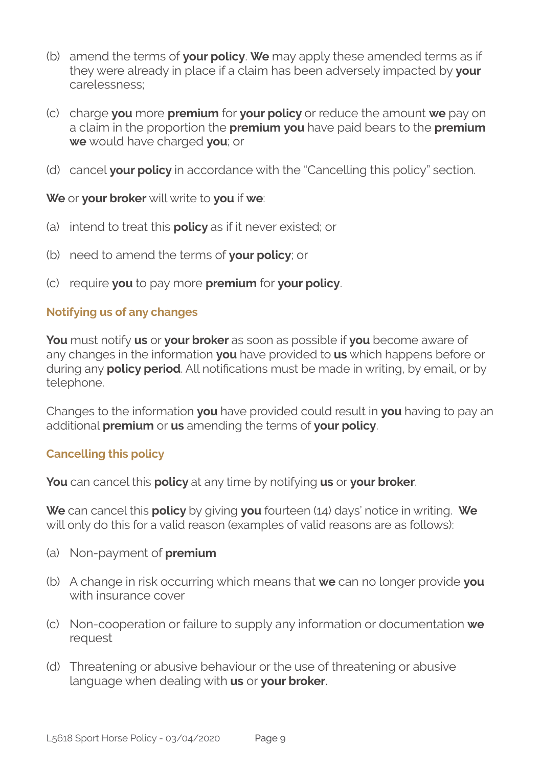(b) amend the terms of **your policy**. **We** may apply these amended terms as if they were already in place if a claim has been adversely impacted by **your** carelessness;

(c) charge **you** more **premium** for **your policy** or reduce the amount **we** pay on a claim in the proportion the **premium you** have paid bears to the **premium we** would have charged **you**; or

(d) cancel **your policy** in accordance with the "Cancelling this policy" section.

**We** or **your broker** will write to **you** if **we**:

(a) intend to treat this **policy** as if it never existed; or

(b) need to amend the terms of **your policy**; or

(c) require **you** to pay more **premium** for **your policy**.

### Notifying us of any changes

**You** must notify **us** or **your broker** as soon as possible if **you** become aware of any changes in the information **you** have provided to **us** which happens before or during any **policy period**. All notifications must be made in writing, by email, or by telephone.

Changes to the information **you** have provided could result in **you** having to pay an additional **premium** or **us** amending the terms of **your policy**.

### Cancelling this policy

**You** can cancel this **policy** at any time by notifying **us** or **your broker**.

**We** can cancel this **policy** by giving **you** fourteen (14) days' notice in writing. **We** will only do this for a valid reason (examples of valid reasons are as follows):

(a) Non-payment of **premium**

(b) A change in risk occurring which means that **we** can no longer provide **you** with insurance cover

(c) Non-cooperation or failure to supply any information or documentation **we** request

(d) Threatening or abusive behaviour or the use of threatening or abusive language when dealing with **us** or **your broker**.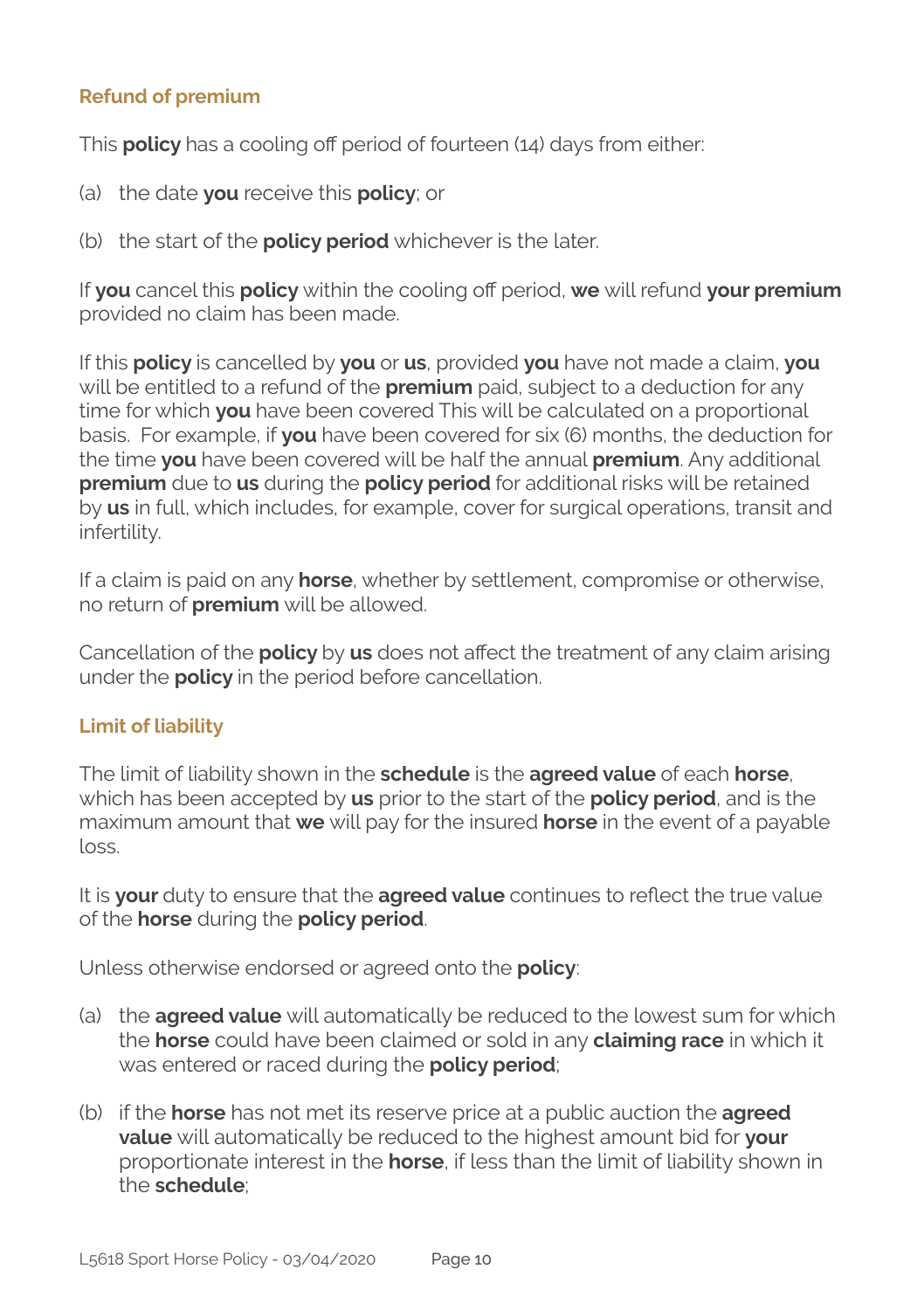### Refund of premium

This **policy** has a cooling off period of fourteen (14) days from either:

(a) the date **you** receive this **policy**; or

(b) the start of the **policy period** whichever is the later.

If **you** cancel this **policy** within the cooling off period, **we** will refund **your premium** provided no claim has been made.

If this **policy** is cancelled by **you** or **us**, provided **you** have not made a claim, **you** will be entitled to a refund of the **premium** paid, subject to a deduction for any time for which **you** have been covered This will be calculated on a proportional basis. For example, if **you** have been covered for six (6) months, the deduction for the time **you** have been covered will be half the annual **premium**. Any additional **premium** due to **us** during the **policy period** for additional risks will be retained by **us** in full, which includes, for example, cover for surgical operations, transit and infertility.

If a claim is paid on any **horse**, whether by settlement, compromise or otherwise, no return of **premium** will be allowed.

Cancellation of the **policy** by **us** does not affect the treatment of any claim arising under the **policy** in the period before cancellation.

### Limit of liability

The limit of liability shown in the **schedule** is the **agreed value** of each **horse**, which has been accepted by **us** prior to the start of the **policy period**, and is the maximum amount that **we** will pay for the insured **horse** in the event of a payable loss.

It is **your** duty to ensure that the **agreed value** continues to reflect the true value of the **horse** during the **policy period**.

Unless otherwise endorsed or agreed onto the **policy**:

(a) the **agreed value** will automatically be reduced to the lowest sum for which the **horse** could have been claimed or sold in any **claiming race** in which it was entered or raced during the **policy period**;

(b) if the **horse** has not met its reserve price at a public auction the **agreed value** will automatically be reduced to the highest amount bid for **your** proportionate interest in the **horse**, if less than the limit of liability shown in the **schedule**;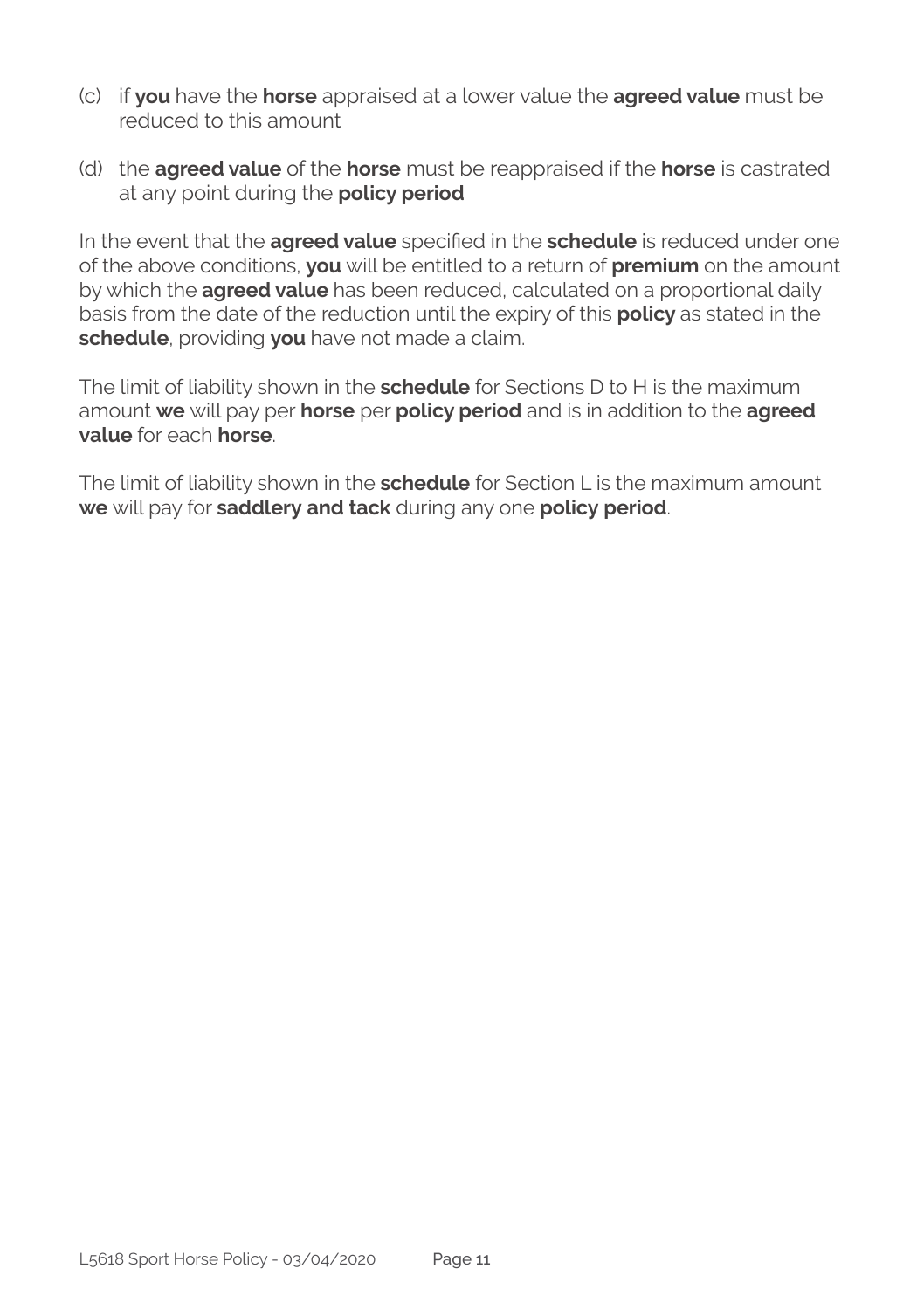(c) if **you** have the **horse** appraised at a lower value the **agreed value** must be reduced to this amount

(d) the **agreed value** of the **horse** must be reappraised if the **horse** is castrated at any point during the **policy period**

In the event that the **agreed value** specified in the **schedule** is reduced under one of the above conditions, **you** will be entitled to a return of **premium** on the amount by which the **agreed value** has been reduced, calculated on a proportional daily basis from the date of the reduction until the expiry of this **policy** as stated in the **schedule**, providing **you** have not made a claim.

The limit of liability shown in the **schedule** for Sections D to H is the maximum amount **we** will pay per **horse** per **policy period** and is in addition to the **agreed value** for each **horse**.

The limit of liability shown in the **schedule** for Section L is the maximum amount **we** will pay for **saddlery and tack** during any one **policy period**.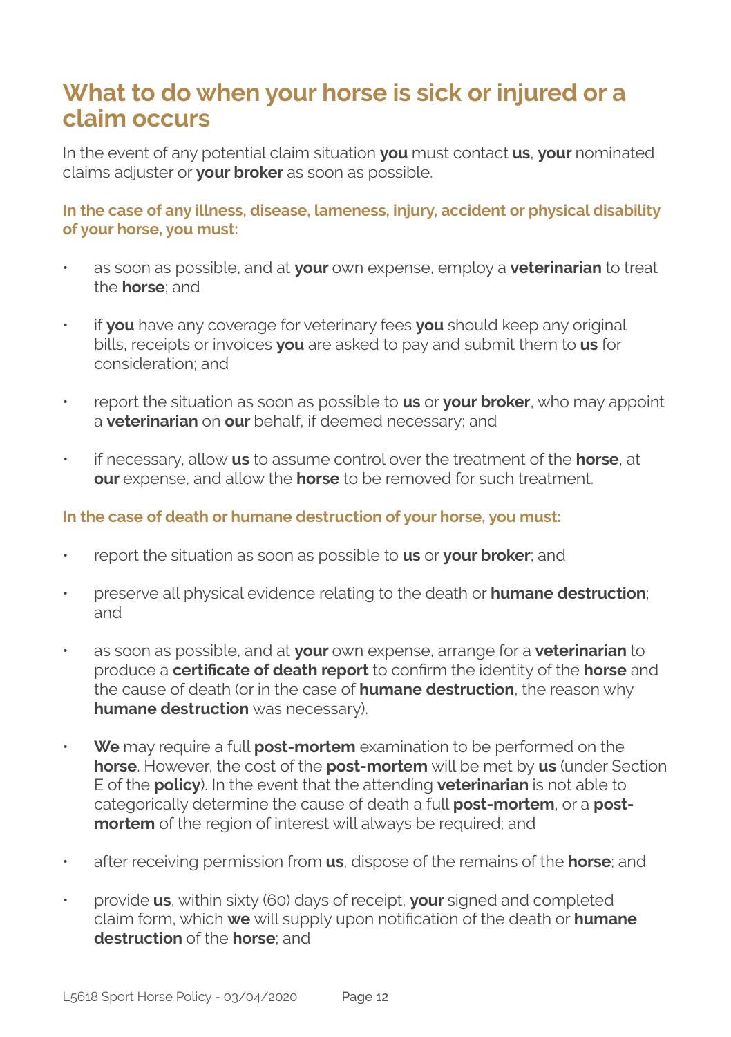## What to do when your horse is sick or injured or a claim occurs

In the event of any potential claim situation **you** must contact **us**, **your** nominated claims adjuster or **your broker** as soon as possible.

### In the case of any illness, disease, lameness, injury, accident or physical disability of your horse, you must:

- as soon as possible, and at **your** own expense, employ a **veterinarian** to treat the **horse**; and
- if **you** have any coverage for veterinary fees **you** should keep any original bills, receipts or invoices **you** are asked to pay and submit them to **us** for consideration; and
- report the situation as soon as possible to **us** or **your broker**, who may appoint a **veterinarian** on **our** behalf, if deemed necessary; and
- if necessary, allow **us** to assume control over the treatment of the **horse**, at **our** expense, and allow the **horse** to be removed for such treatment.

### In the case of death or humane destruction of your horse, you must:

- report the situation as soon as possible to **us** or **your broker**; and
- preserve all physical evidence relating to the death or **humane destruction**; and
- as soon as possible, and at **your** own expense, arrange for a **veterinarian** to produce a **certificate of death report** to confirm the identity of the **horse** and the cause of death (or in the case of **humane destruction**, the reason why **humane destruction** was necessary).
- **We** may require a full **post-mortem** examination to be performed on the **horse**. However, the cost of the **post-mortem** will be met by **us** (under Section E of the **policy**). In the event that the attending **veterinarian** is not able to categorically determine the cause of death a full **post-mortem**, or a **post-mortem** of the region of interest will always be required; and
- after receiving permission from **us**, dispose of the remains of the **horse**; and
- provide **us**, within sixty (60) days of receipt, **your** signed and completed claim form, which **we** will supply upon notification of the death or **humane destruction** of the **horse**; and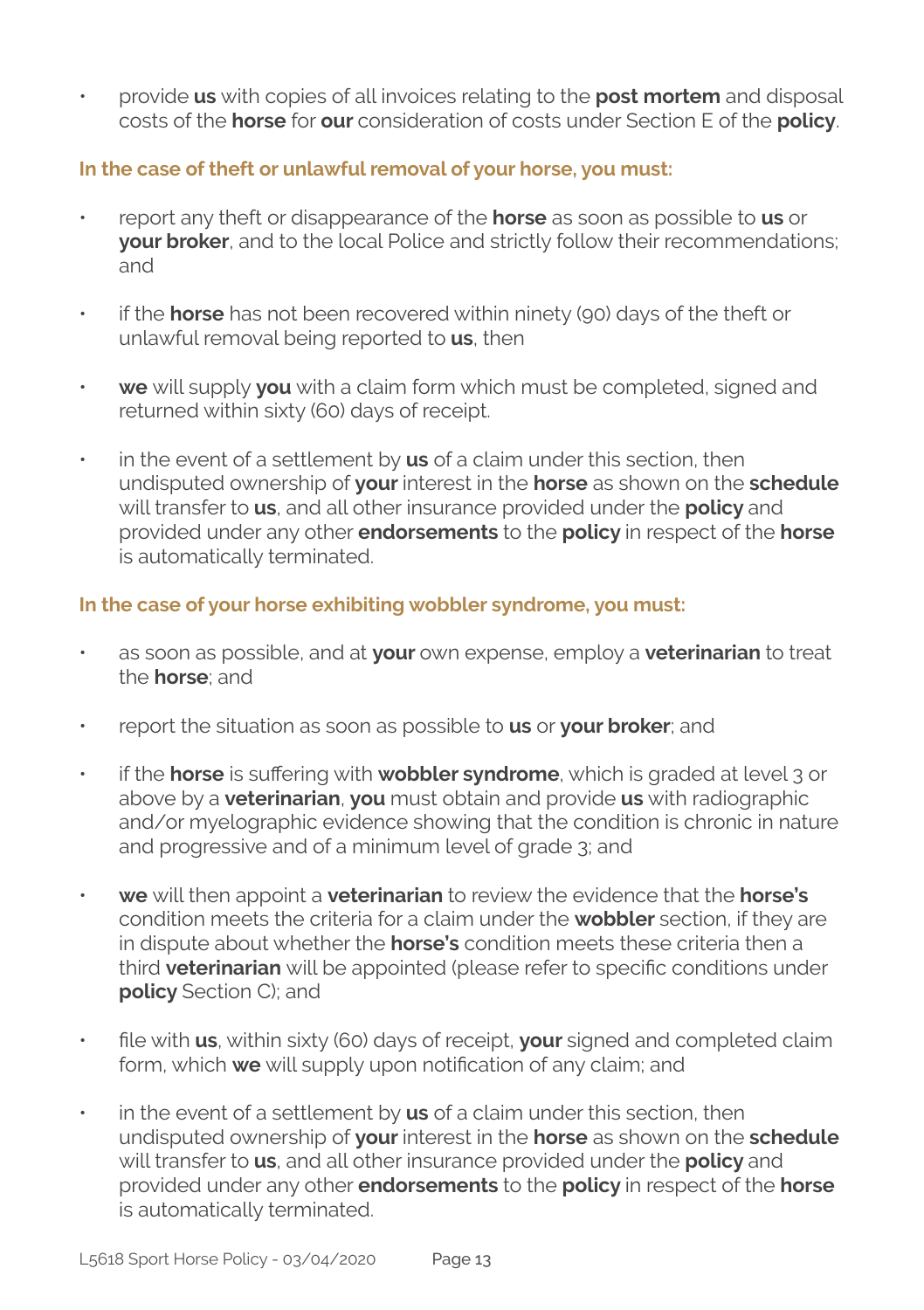- provide **us** with copies of all invoices relating to the **post mortem** and disposal costs of the **horse** for **our** consideration of costs under Section E of the **policy**.

**In the case of theft or unlawful removal of your horse, you must:**

- report any theft or disappearance of the **horse** as soon as possible to **us** or **your broker**, and to the local Police and strictly follow their recommendations; and
- if the **horse** has not been recovered within ninety (90) days of the theft or unlawful removal being reported to **us**, then
- **we** will supply **you** with a claim form which must be completed, signed and returned within sixty (60) days of receipt.
- in the event of a settlement by **us** of a claim under this section, then undisputed ownership of **your** interest in the **horse** as shown on the **schedule** will transfer to **us**, and all other insurance provided under the **policy** and provided under any other **endorsements** to the **policy** in respect of the **horse** is automatically terminated.

**In the case of your horse exhibiting wobbler syndrome, you must:**

- as soon as possible, and at **your** own expense, employ a **veterinarian** to treat the **horse**; and
- report the situation as soon as possible to **us** or **your broker**; and
- if the **horse** is suffering with **wobbler syndrome**, which is graded at level 3 or above by a **veterinarian**, **you** must obtain and provide **us** with radiographic and/or myelographic evidence showing that the condition is chronic in nature and progressive and of a minimum level of grade 3; and
- **we** will then appoint a **veterinarian** to review the evidence that the **horse's** condition meets the criteria for a claim under the **wobbler** section, if they are in dispute about whether the **horse's** condition meets these criteria then a third **veterinarian** will be appointed (please refer to specific conditions under **policy** Section C); and
- file with **us**, within sixty (60) days of receipt, **your** signed and completed claim form, which **we** will supply upon notification of any claim; and
- in the event of a settlement by **us** of a claim under this section, then undisputed ownership of **your** interest in the **horse** as shown on the **schedule** will transfer to **us**, and all other insurance provided under the **policy** and provided under any other **endorsements** to the **policy** in respect of the **horse** is automatically terminated.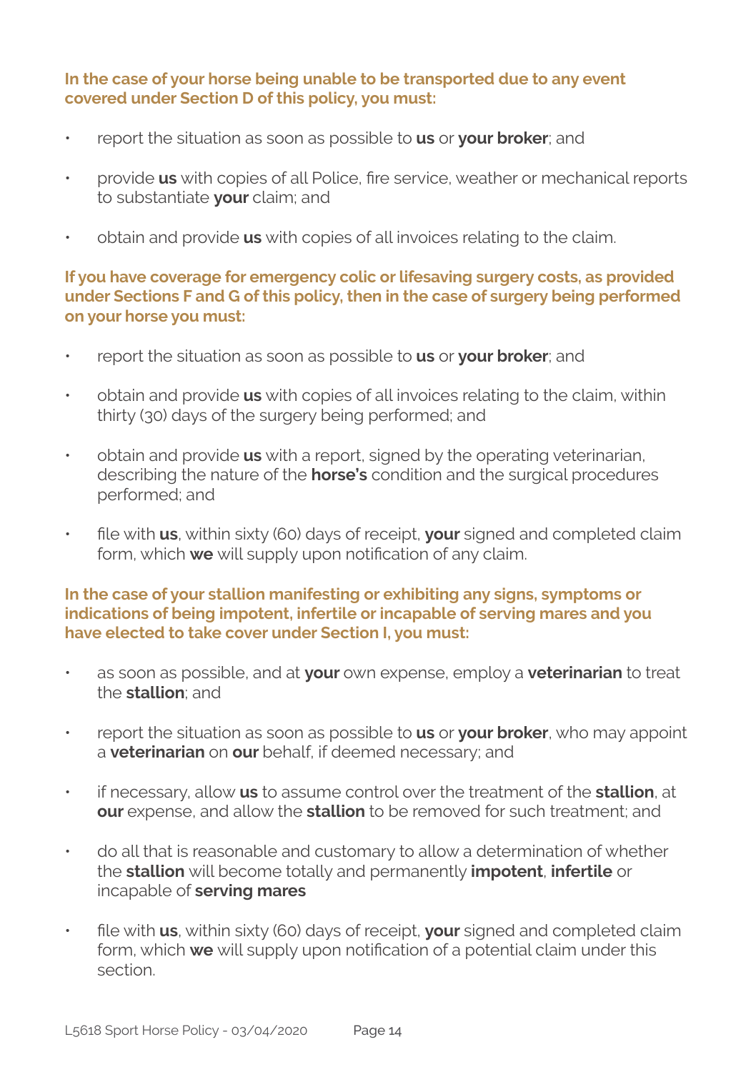**In the case of your horse being unable to be transported due to any event covered under Section D of this policy, you must:**

- report the situation as soon as possible to **us** or **your broker**; and
- provide **us** with copies of all Police, fire service, weather or mechanical reports to substantiate **your** claim; and
- obtain and provide **us** with copies of all invoices relating to the claim.

**If you have coverage for emergency colic or lifesaving surgery costs, as provided under Sections F and G of this policy, then in the case of surgery being performed on your horse you must:**

- report the situation as soon as possible to **us** or **your broker**; and
- obtain and provide **us** with copies of all invoices relating to the claim, within thirty (30) days of the surgery being performed; and
- obtain and provide **us** with a report, signed by the operating veterinarian, describing the nature of the **horse's** condition and the surgical procedures performed; and
- file with **us**, within sixty (60) days of receipt, **your** signed and completed claim form, which **we** will supply upon notification of any claim.

**In the case of your stallion manifesting or exhibiting any signs, symptoms or indications of being impotent, infertile or incapable of serving mares and you have elected to take cover under Section I, you must:**

- as soon as possible, and at **your** own expense, employ a **veterinarian** to treat the **stallion**; and
- report the situation as soon as possible to **us** or **your broker**, who may appoint a **veterinarian** on **our** behalf, if deemed necessary; and
- if necessary, allow **us** to assume control over the treatment of the **stallion**, at **our** expense, and allow the **stallion** to be removed for such treatment; and
- do all that is reasonable and customary to allow a determination of whether the **stallion** will become totally and permanently **impotent**, **infertile** or incapable of **serving mares**
- file with **us**, within sixty (60) days of receipt, **your** signed and completed claim form, which **we** will supply upon notification of a potential claim under this section.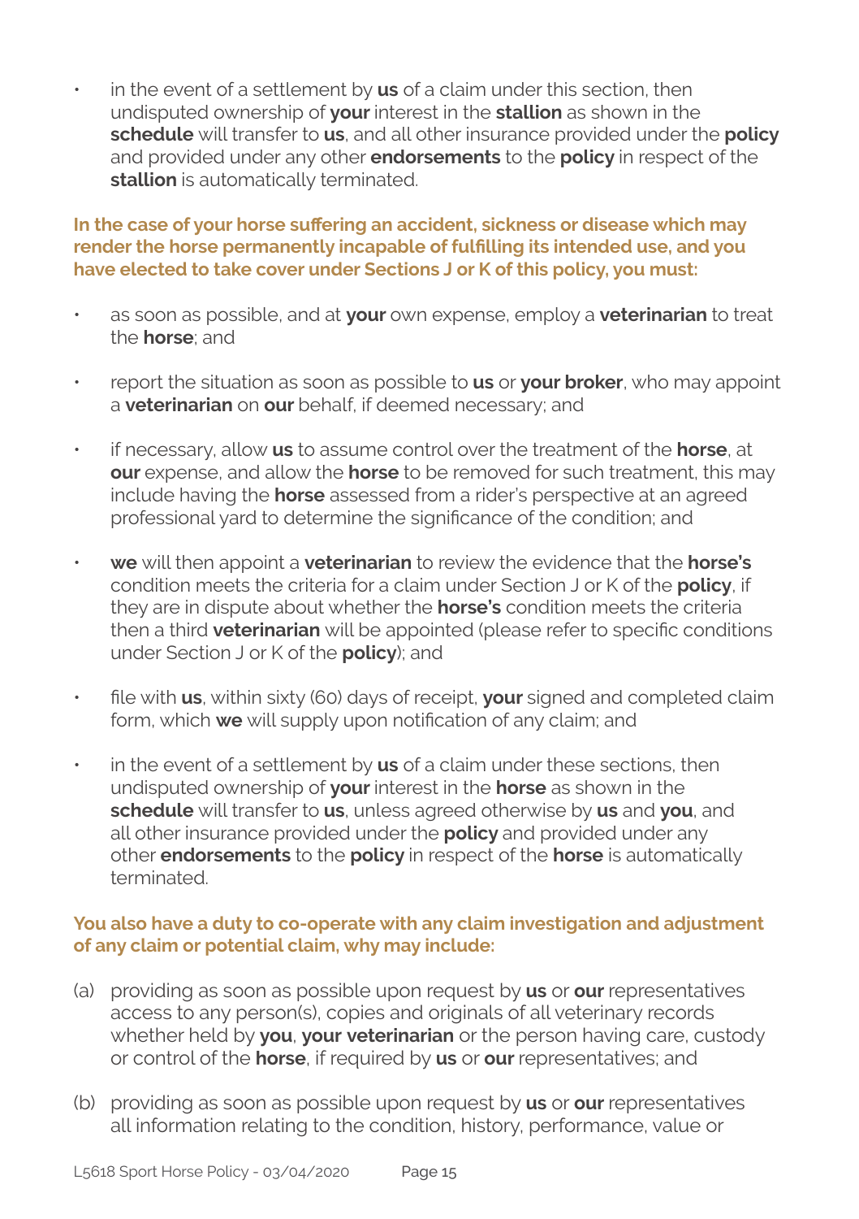- in the event of a settlement by **us** of a claim under this section, then undisputed ownership of **your** interest in the **stallion** as shown in the **schedule** will transfer to **us**, and all other insurance provided under the **policy** and provided under any other **endorsements** to the **policy** in respect of the **stallion** is automatically terminated.

**In the case of your horse suffering an accident, sickness or disease which may render the horse permanently incapable of fulfilling its intended use, and you have elected to take cover under Sections J or K of this policy, you must:**

- as soon as possible, and at **your** own expense, employ a **veterinarian** to treat the **horse**; and
- report the situation as soon as possible to **us** or **your broker**, who may appoint a **veterinarian** on **our** behalf, if deemed necessary; and
- if necessary, allow **us** to assume control over the treatment of the **horse**, at **our** expense, and allow the **horse** to be removed for such treatment, this may include having the **horse** assessed from a rider's perspective at an agreed professional yard to determine the significance of the condition; and
- **we** will then appoint a **veterinarian** to review the evidence that the **horse's** condition meets the criteria for a claim under Section J or K of the **policy**, if they are in dispute about whether the **horse's** condition meets the criteria then a third **veterinarian** will be appointed (please refer to specific conditions under Section J or K of the **policy**); and
- file with **us**, within sixty (60) days of receipt, **your** signed and completed claim form, which **we** will supply upon notification of any claim; and
- in the event of a settlement by **us** of a claim under these sections, then undisputed ownership of **your** interest in the **horse** as shown in the **schedule** will transfer to **us**, unless agreed otherwise by **us** and **you**, and all other insurance provided under the **policy** and provided under any other **endorsements** to the **policy** in respect of the **horse** is automatically terminated.

**You also have a duty to co-operate with any claim investigation and adjustment of any claim or potential claim, why may include:**

(a) providing as soon as possible upon request by **us** or **our** representatives access to any person(s), copies and originals of all veterinary records whether held by **you**, **your veterinarian** or the person having care, custody or control of the **horse**, if required by **us** or **our** representatives; and

(b) providing as soon as possible upon request by **us** or **our** representatives all information relating to the condition, history, performance, value or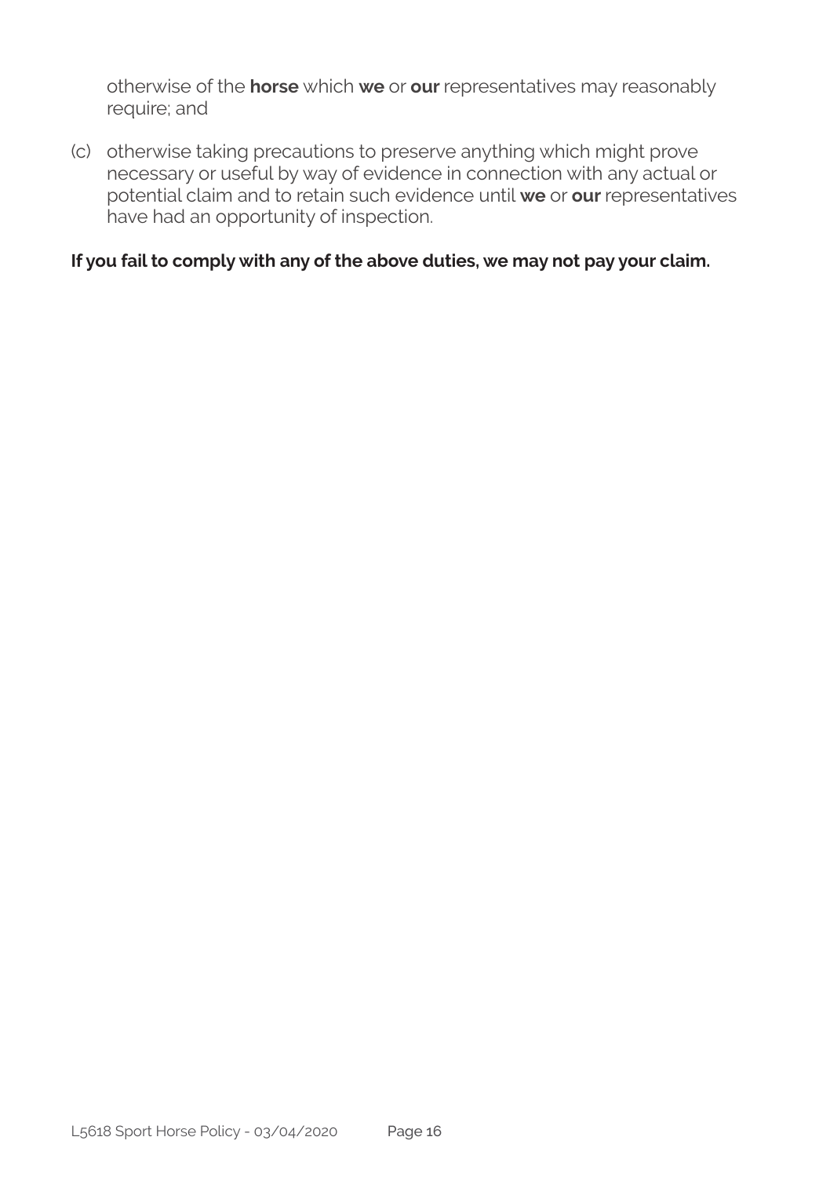otherwise of the **horse** which **we** or **our** representatives may reasonably require; and

(c) otherwise taking precautions to preserve anything which might prove necessary or useful by way of evidence in connection with any actual or potential claim and to retain such evidence until **we** or **our** representatives have had an opportunity of inspection.

**If you fail to comply with any of the above duties, we may not pay your claim.**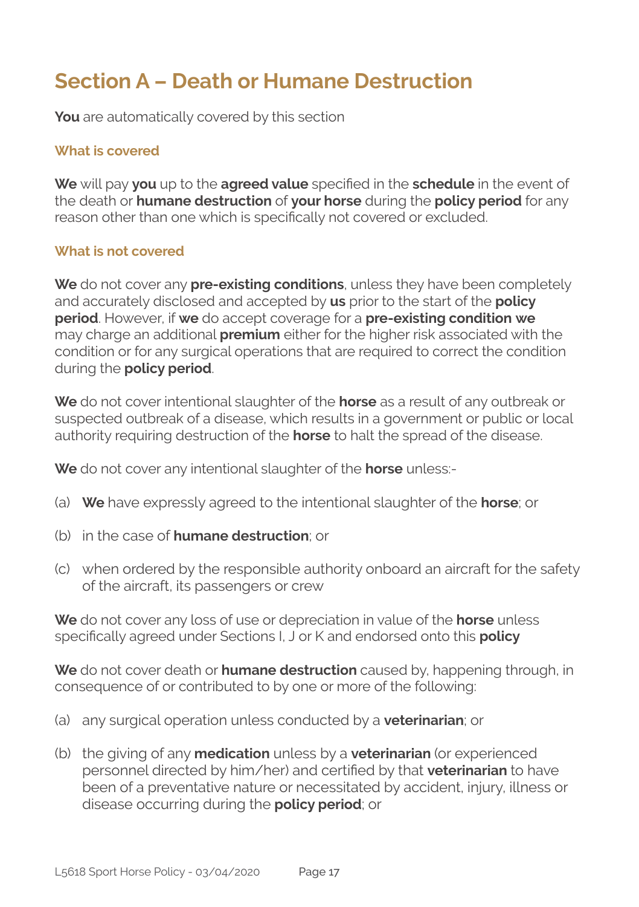# Section A – Death or Humane Destruction

**You** are automatically covered by this section

### What is covered

**We** will pay **you** up to the **agreed value** specified in the **schedule** in the event of the death or **humane destruction** of **your horse** during the **policy period** for any reason other than one which is specifically not covered or excluded.

### What is not covered

**We** do not cover any **pre-existing conditions**, unless they have been completely and accurately disclosed and accepted by **us** prior to the start of the **policy period**. However, if **we** do accept coverage for a **pre-existing condition we** may charge an additional **premium** either for the higher risk associated with the condition or for any surgical operations that are required to correct the condition during the **policy period**.

**We** do not cover intentional slaughter of the **horse** as a result of any outbreak or suspected outbreak of a disease, which results in a government or public or local authority requiring destruction of the **horse** to halt the spread of the disease.

**We** do not cover any intentional slaughter of the **horse** unless:-

(a) **We** have expressly agreed to the intentional slaughter of the **horse**; or

(b) in the case of **humane destruction**; or

(c) when ordered by the responsible authority onboard an aircraft for the safety of the aircraft, its passengers or crew

**We** do not cover any loss of use or depreciation in value of the **horse** unless specifically agreed under Sections I, J or K and endorsed onto this **policy**

**We** do not cover death or **humane destruction** caused by, happening through, in consequence of or contributed to by one or more of the following:

(a) any surgical operation unless conducted by a **veterinarian**; or

(b) the giving of any **medication** unless by a **veterinarian** (or experienced personnel directed by him/her) and certified by that **veterinarian** to have been of a preventative nature or necessitated by accident, injury, illness or disease occurring during the **policy period**; or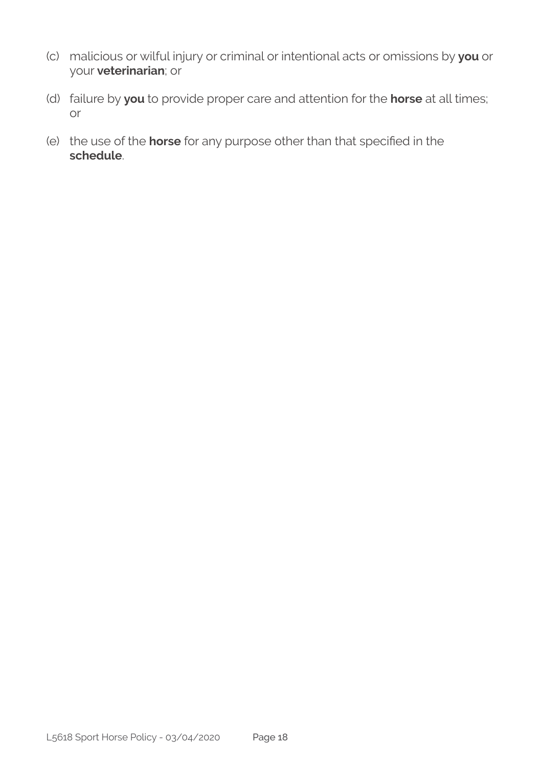(c) malicious or wilful injury or criminal or intentional acts or omissions by **you** or your **veterinarian**; or

(d) failure by **you** to provide proper care and attention for the **horse** at all times; or

(e) the use of the **horse** for any purpose other than that specified in the **schedule**.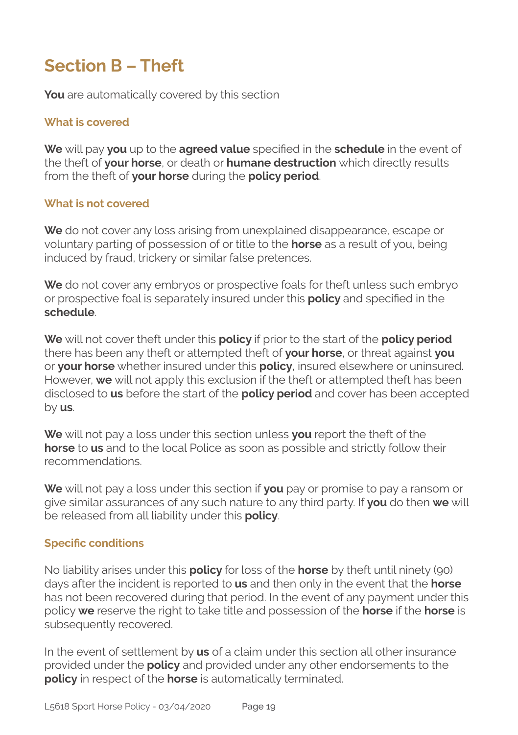# Section B – Theft

**You** are automatically covered by this section

### What is covered

**We** will pay **you** up to the **agreed value** specified in the **schedule** in the event of the theft of **your horse**, or death or **humane destruction** which directly results from the theft of **your horse** during the **policy period**.

### What is not covered

**We** do not cover any loss arising from unexplained disappearance, escape or voluntary parting of possession of or title to the **horse** as a result of you, being induced by fraud, trickery or similar false pretences.

**We** do not cover any embryos or prospective foals for theft unless such embryo or prospective foal is separately insured under this **policy** and specified in the **schedule**.

**We** will not cover theft under this **policy** if prior to the start of the **policy period** there has been any theft or attempted theft of **your horse**, or threat against **you** or **your horse** whether insured under this **policy**, insured elsewhere or uninsured. However, **we** will not apply this exclusion if the theft or attempted theft has been disclosed to **us** before the start of the **policy period** and cover has been accepted by **us**.

**We** will not pay a loss under this section unless **you** report the theft of the **horse** to **us** and to the local Police as soon as possible and strictly follow their recommendations.

**We** will not pay a loss under this section if **you** pay or promise to pay a ransom or give similar assurances of any such nature to any third party. If **you** do then **we** will be released from all liability under this **policy**.

### Specific conditions

No liability arises under this **policy** for loss of the **horse** by theft until ninety (90) days after the incident is reported to **us** and then only in the event that the **horse** has not been recovered during that period. In the event of any payment under this policy **we** reserve the right to take title and possession of the **horse** if the **horse** is subsequently recovered.

In the event of settlement by **us** of a claim under this section all other insurance provided under the **policy** and provided under any other endorsements to the **policy** in respect of the **horse** is automatically terminated.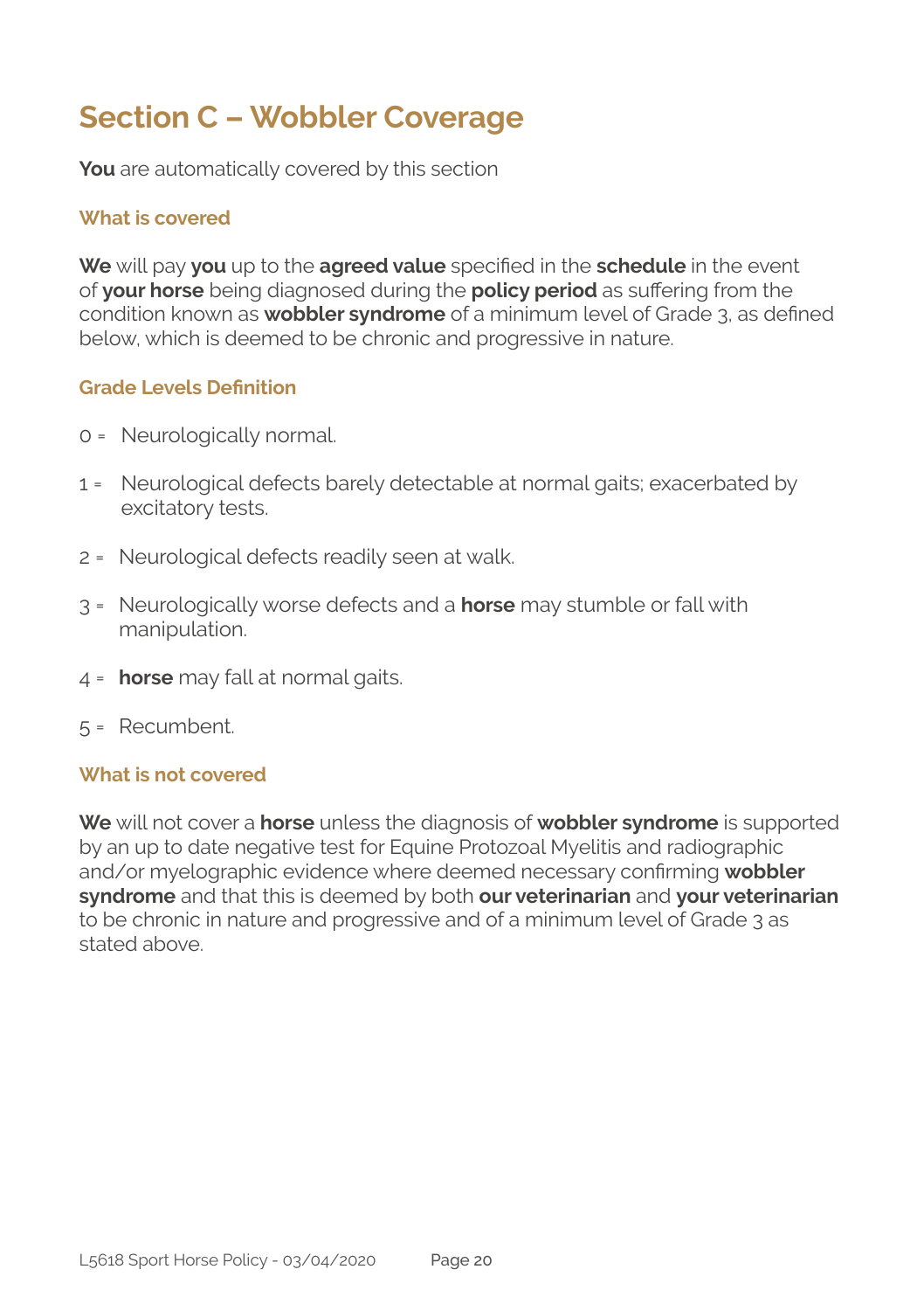# Section C – Wobbler Coverage

**You** are automatically covered by this section

### What is covered

**We** will pay **you** up to the **agreed value** specified in the **schedule** in the event of **your horse** being diagnosed during the **policy period** as suffering from the condition known as **wobbler syndrome** of a minimum level of Grade 3, as defined below, which is deemed to be chronic and progressive in nature.

### Grade Levels Definition

0 = Neurologically normal.

1 = Neurological defects barely detectable at normal gaits; exacerbated by excitatory tests.

2 = Neurological defects readily seen at walk.

3 = Neurologically worse defects and a **horse** may stumble or fall with manipulation.

4 = **horse** may fall at normal gaits.

5 = Recumbent.

### What is not covered

**We** will not cover a **horse** unless the diagnosis of **wobbler syndrome** is supported by an up to date negative test for Equine Protozoal Myelitis and radiographic and/or myelographic evidence where deemed necessary confirming **wobbler syndrome** and that this is deemed by both **our veterinarian** and **your veterinarian** to be chronic in nature and progressive and of a minimum level of Grade 3 as stated above.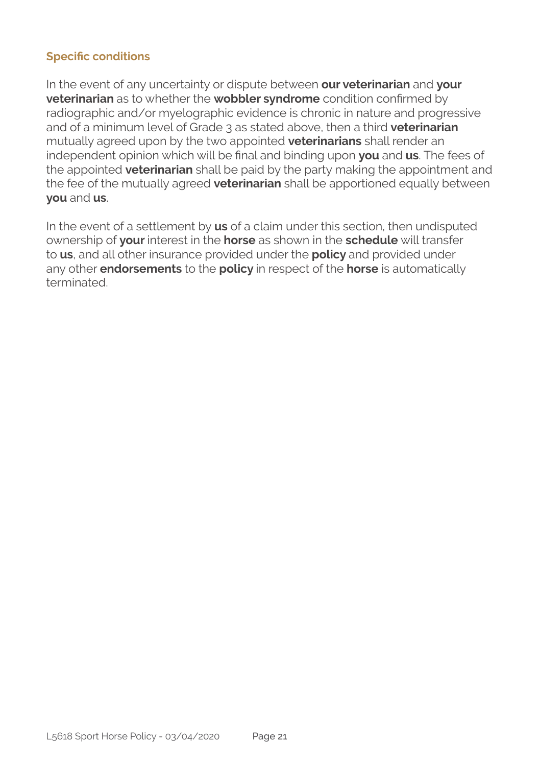### Specific conditions

In the event of any uncertainty or dispute between **our veterinarian** and **your veterinarian** as to whether the **wobbler syndrome** condition confirmed by radiographic and/or myelographic evidence is chronic in nature and progressive and of a minimum level of Grade 3 as stated above, then a third **veterinarian** mutually agreed upon by the two appointed **veterinarians** shall render an independent opinion which will be final and binding upon **you** and **us**. The fees of the appointed **veterinarian** shall be paid by the party making the appointment and the fee of the mutually agreed **veterinarian** shall be apportioned equally between **you** and **us**.

In the event of a settlement by **us** of a claim under this section, then undisputed ownership of **your** interest in the **horse** as shown in the **schedule** will transfer to **us**, and all other insurance provided under the **policy** and provided under any other **endorsements** to the **policy** in respect of the **horse** is automatically terminated.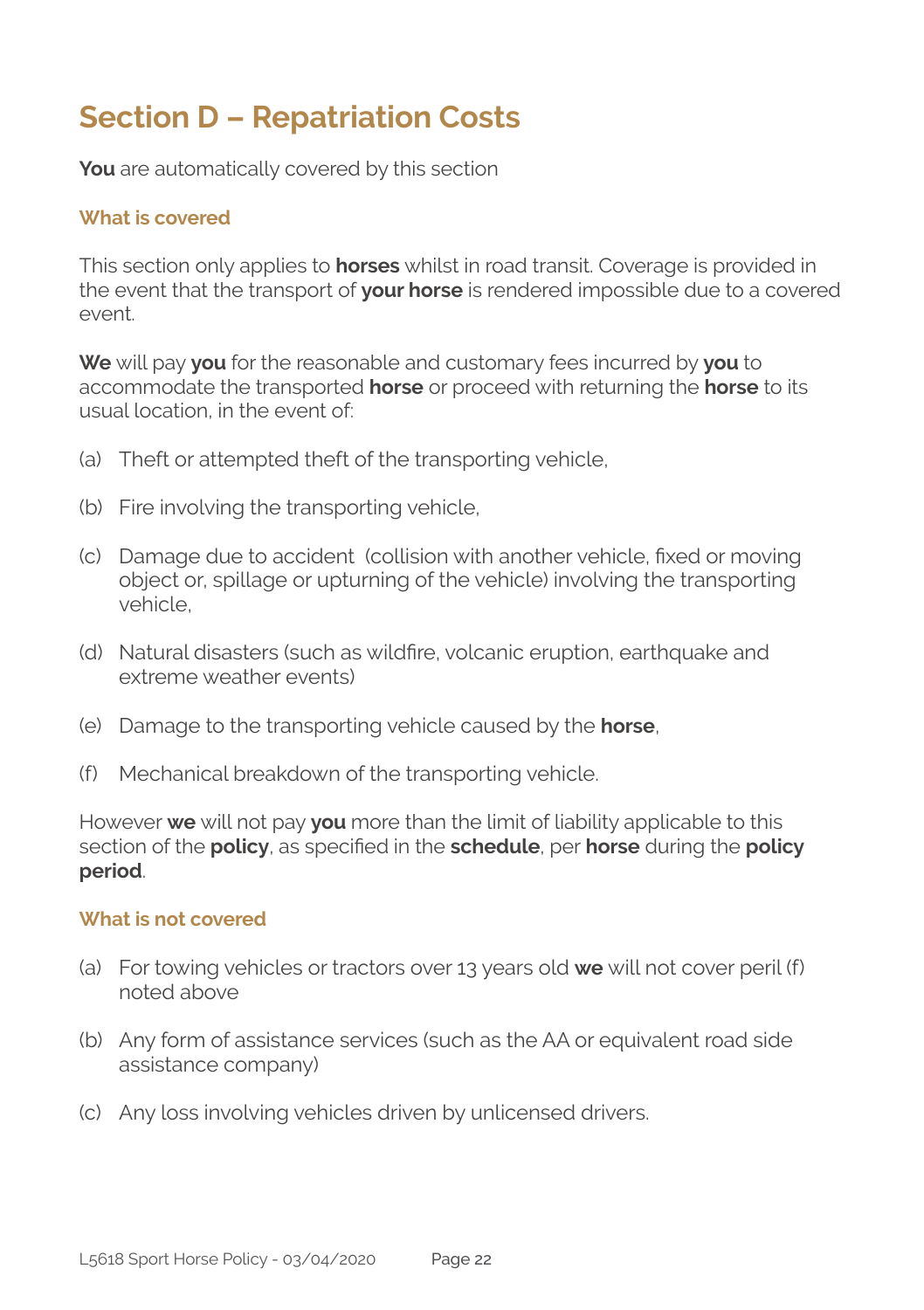# Section D – Repatriation Costs

**You** are automatically covered by this section

### What is covered

This section only applies to **horses** whilst in road transit. Coverage is provided in the event that the transport of **your horse** is rendered impossible due to a covered event.

**We** will pay **you** for the reasonable and customary fees incurred by **you** to accommodate the transported **horse** or proceed with returning the **horse** to its usual location, in the event of:

(a) Theft or attempted theft of the transporting vehicle,

(b) Fire involving the transporting vehicle,

(c) Damage due to accident (collision with another vehicle, fixed or moving object or, spillage or upturning of the vehicle) involving the transporting vehicle,

(d) Natural disasters (such as wildfire, volcanic eruption, earthquake and extreme weather events)

(e) Damage to the transporting vehicle caused by the **horse**,

(f) Mechanical breakdown of the transporting vehicle.

However **we** will not pay **you** more than the limit of liability applicable to this section of the **policy**, as specified in the **schedule**, per **horse** during the **policy period**.

### What is not covered

(a) For towing vehicles or tractors over 13 years old **we** will not cover peril (f) noted above

(b) Any form of assistance services (such as the AA or equivalent road side assistance company)

(c) Any loss involving vehicles driven by unlicensed drivers.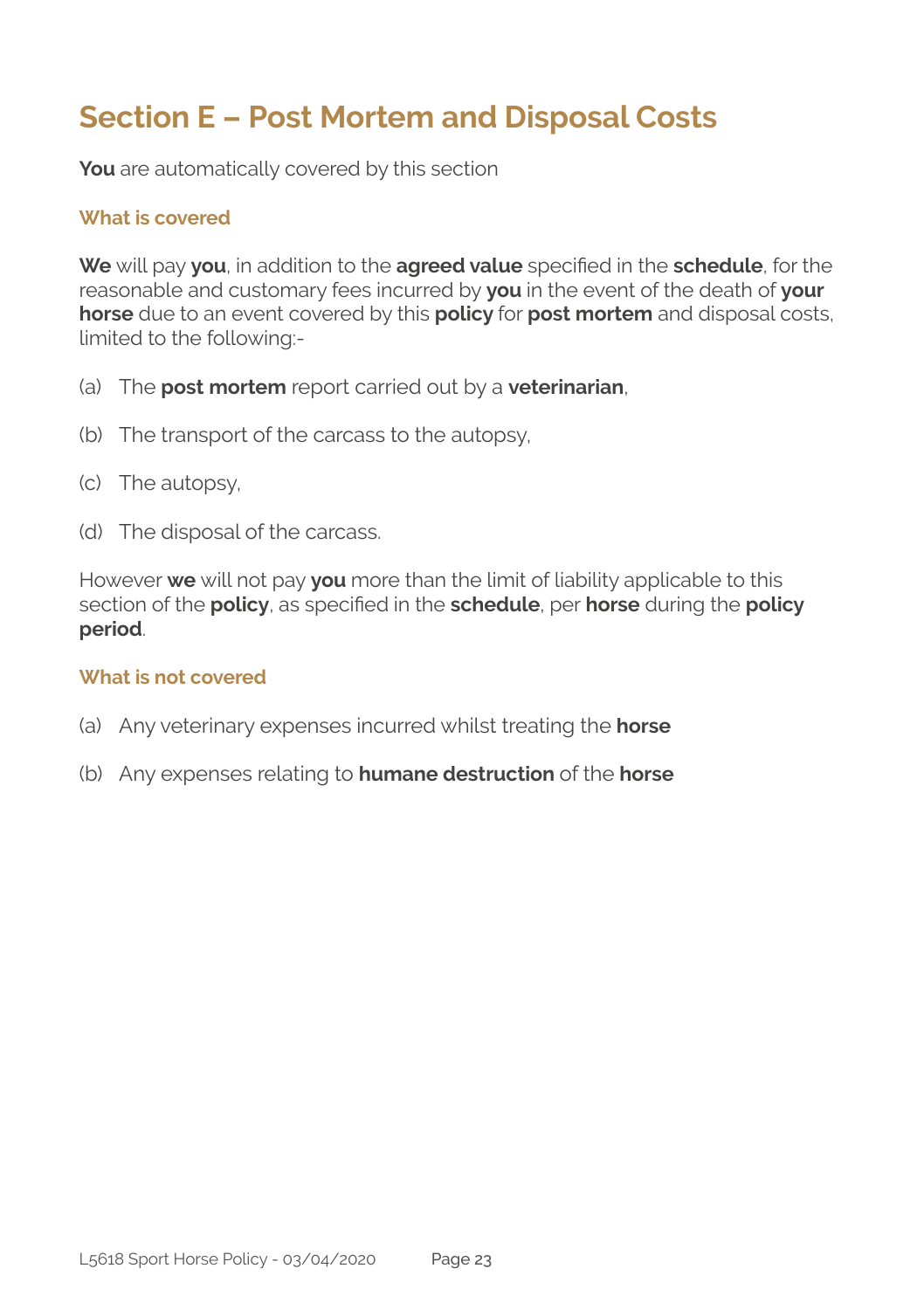# Section E – Post Mortem and Disposal Costs

**You** are automatically covered by this section

### What is covered

**We** will pay **you**, in addition to the **agreed value** specified in the **schedule**, for the reasonable and customary fees incurred by **you** in the event of the death of **your horse** due to an event covered by this **policy** for **post mortem** and disposal costs, limited to the following:-

(a) The **post mortem** report carried out by a **veterinarian**,

(b) The transport of the carcass to the autopsy,

(c) The autopsy,

(d) The disposal of the carcass.

However **we** will not pay **you** more than the limit of liability applicable to this section of the **policy**, as specified in the **schedule**, per **horse** during the **policy period**.

### What is not covered

(a) Any veterinary expenses incurred whilst treating the **horse**

(b) Any expenses relating to **humane destruction** of the **horse**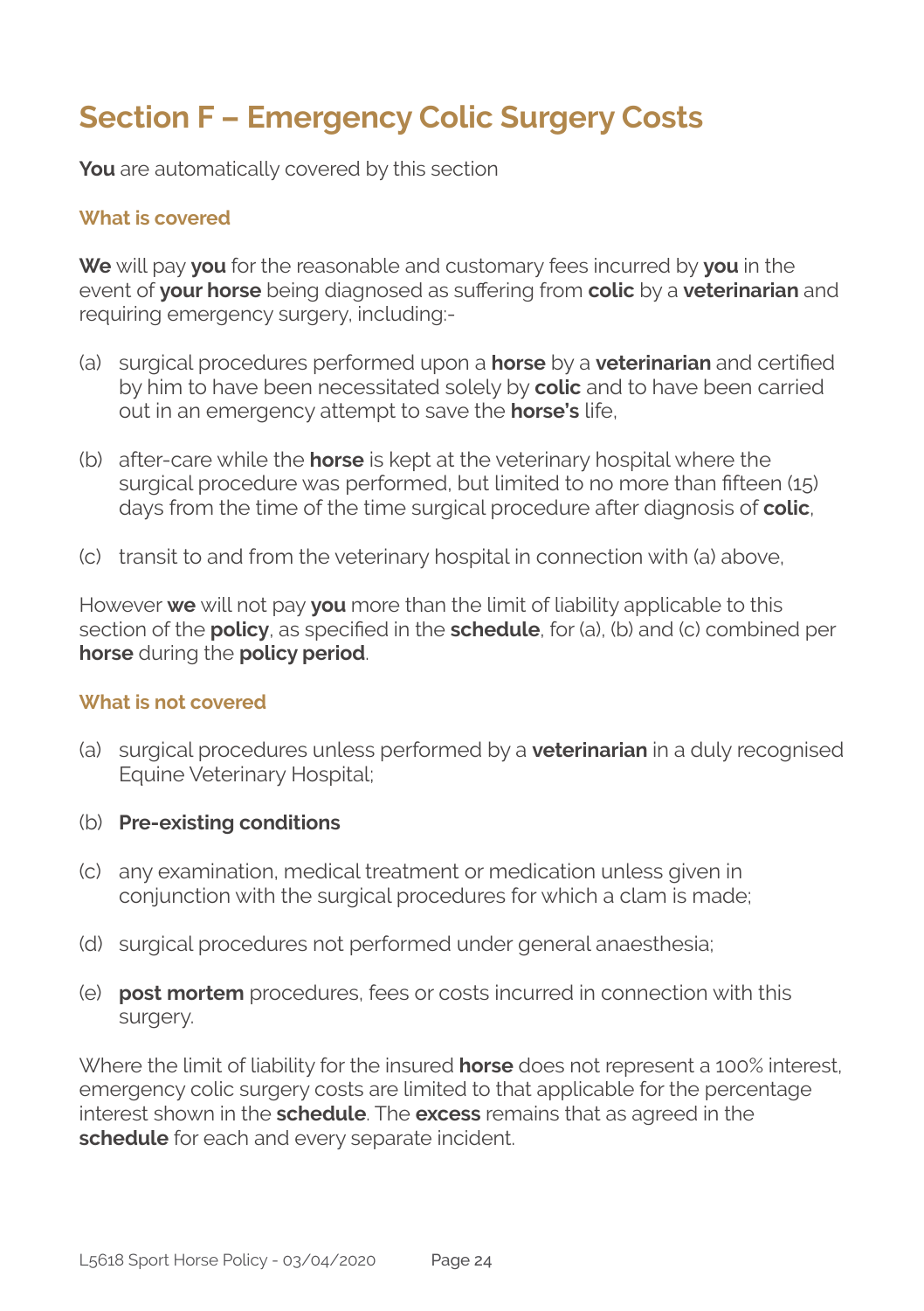# Section F – Emergency Colic Surgery Costs

**You** are automatically covered by this section

### What is covered

**We** will pay **you** for the reasonable and customary fees incurred by **you** in the event of **your horse** being diagnosed as suffering from **colic** by a **veterinarian** and requiring emergency surgery, including:-

(a) surgical procedures performed upon a **horse** by a **veterinarian** and certified by him to have been necessitated solely by **colic** and to have been carried out in an emergency attempt to save the **horse's** life,

(b) after-care while the **horse** is kept at the veterinary hospital where the surgical procedure was performed, but limited to no more than fifteen (15) days from the time of the time surgical procedure after diagnosis of **colic**,

(c) transit to and from the veterinary hospital in connection with (a) above,

However **we** will not pay **you** more than the limit of liability applicable to this section of the **policy**, as specified in the **schedule**, for (a), (b) and (c) combined per **horse** during the **policy period**.

### What is not covered

(a) surgical procedures unless performed by a **veterinarian** in a duly recognised Equine Veterinary Hospital;

(b) **Pre-existing conditions**

(c) any examination, medical treatment or medication unless given in conjunction with the surgical procedures for which a clam is made;

(d) surgical procedures not performed under general anaesthesia;

(e) **post mortem** procedures, fees or costs incurred in connection with this surgery.

Where the limit of liability for the insured **horse** does not represent a 100% interest, emergency colic surgery costs are limited to that applicable for the percentage interest shown in the **schedule**. The **excess** remains that as agreed in the **schedule** for each and every separate incident.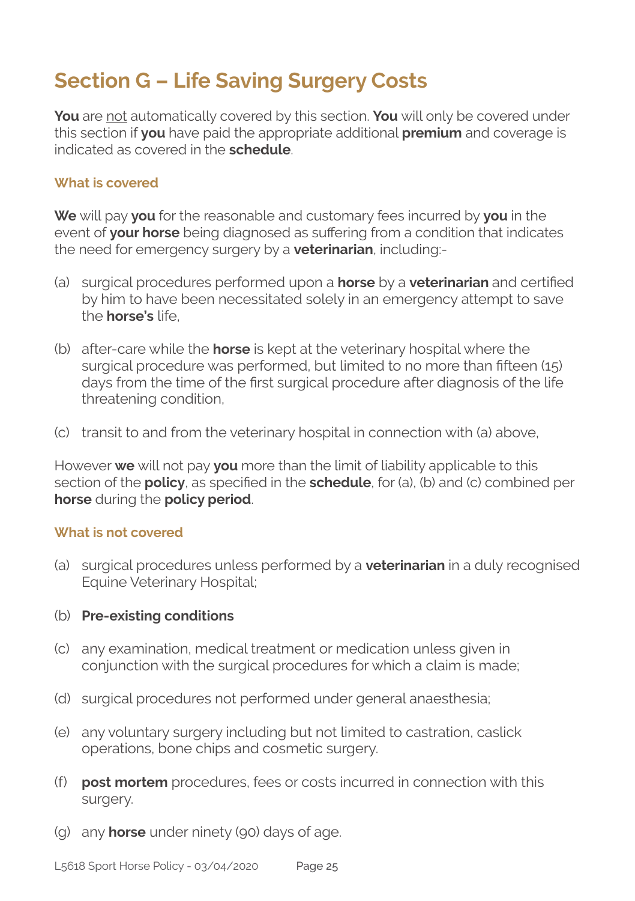# Section G – Life Saving Surgery Costs

**You** are not automatically covered by this section. **You** will only be covered under this section if **you** have paid the appropriate additional **premium** and coverage is indicated as covered in the **schedule**.

### What is covered

**We** will pay **you** for the reasonable and customary fees incurred by **you** in the event of **your horse** being diagnosed as suffering from a condition that indicates the need for emergency surgery by a **veterinarian**, including:-

(a) surgical procedures performed upon a **horse** by a **veterinarian** and certified by him to have been necessitated solely in an emergency attempt to save the **horse's** life,

(b) after-care while the **horse** is kept at the veterinary hospital where the surgical procedure was performed, but limited to no more than fifteen (15) days from the time of the first surgical procedure after diagnosis of the life threatening condition,

(c) transit to and from the veterinary hospital in connection with (a) above,

However **we** will not pay **you** more than the limit of liability applicable to this section of the **policy**, as specified in the **schedule**, for (a), (b) and (c) combined per **horse** during the **policy period**.

### What is not covered

(a) surgical procedures unless performed by a **veterinarian** in a duly recognised Equine Veterinary Hospital;

(b) **Pre-existing conditions**

(c) any examination, medical treatment or medication unless given in conjunction with the surgical procedures for which a claim is made;

(d) surgical procedures not performed under general anaesthesia;

(e) any voluntary surgery including but not limited to castration, caslick operations, bone chips and cosmetic surgery.

(f) **post mortem** procedures, fees or costs incurred in connection with this surgery.

(g) any **horse** under ninety (90) days of age.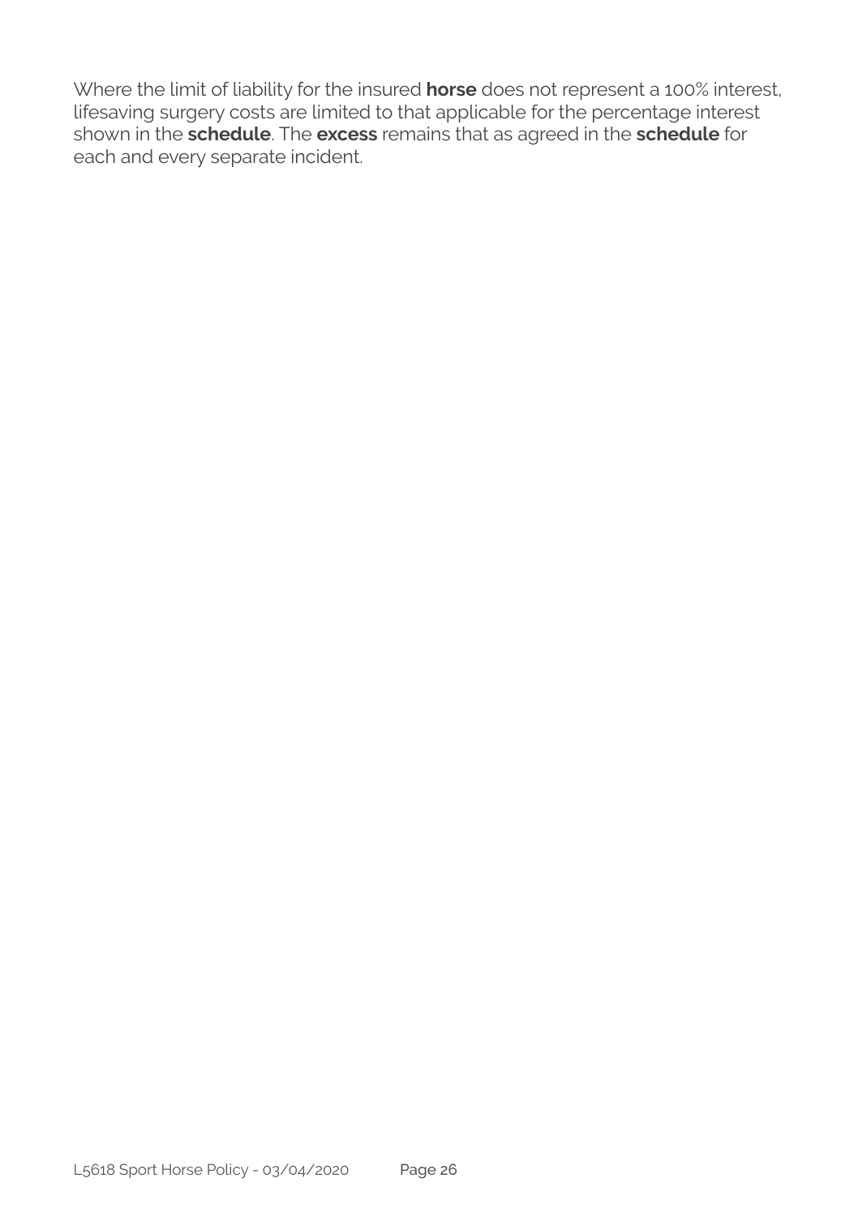Where the limit of liability for the insured **horse** does not represent a 100% interest, lifesaving surgery costs are limited to that applicable for the percentage interest shown in the **schedule**. The **excess** remains that as agreed in the **schedule** for each and every separate incident.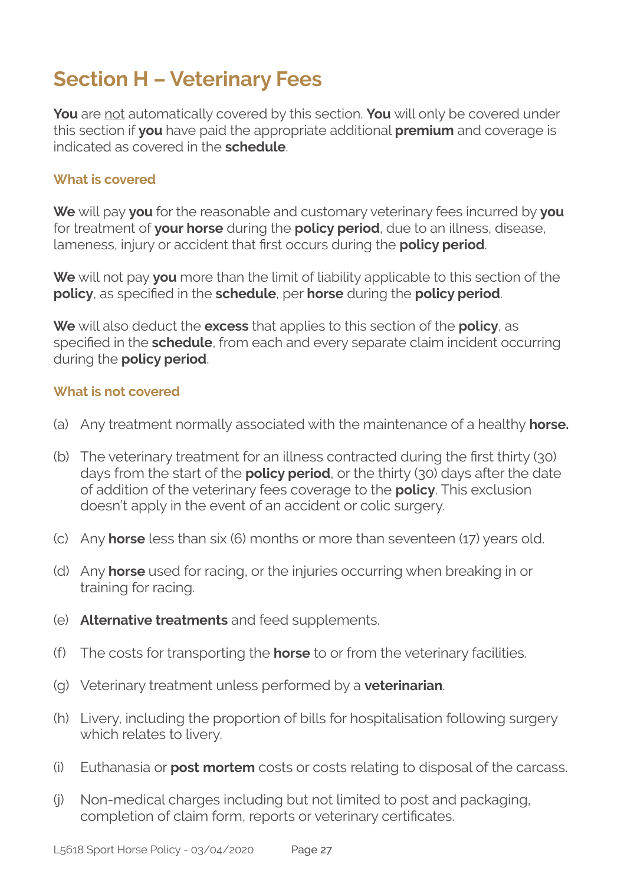# Section H – Veterinary Fees

**You** are not automatically covered by this section. **You** will only be covered under this section if **you** have paid the appropriate additional **premium** and coverage is indicated as covered in the **schedule**.

### What is covered

**We** will pay **you** for the reasonable and customary veterinary fees incurred by **you** for treatment of **your horse** during the **policy period**, due to an illness, disease, lameness, injury or accident that first occurs during the **policy period**.

**We** will not pay **you** more than the limit of liability applicable to this section of the **policy**, as specified in the **schedule**, per **horse** during the **policy period**.

**We** will also deduct the **excess** that applies to this section of the **policy**, as specified in the **schedule**, from each and every separate claim incident occurring during the **policy period**.

### What is not covered

(a) Any treatment normally associated with the maintenance of a healthy **horse.**

(b) The veterinary treatment for an illness contracted during the first thirty (30) days from the start of the **policy period**, or the thirty (30) days after the date of addition of the veterinary fees coverage to the **policy**. This exclusion doesn't apply in the event of an accident or colic surgery.

(c) Any **horse** less than six (6) months or more than seventeen (17) years old.

(d) Any **horse** used for racing, or the injuries occurring when breaking in or training for racing.

(e) **Alternative treatments** and feed supplements.

(f) The costs for transporting the **horse** to or from the veterinary facilities.

(g) Veterinary treatment unless performed by a **veterinarian**.

(h) Livery, including the proportion of bills for hospitalisation following surgery which relates to livery.

(i) Euthanasia or **post mortem** costs or costs relating to disposal of the carcass.

(j) Non-medical charges including but not limited to post and packaging, completion of claim form, reports or veterinary certificates.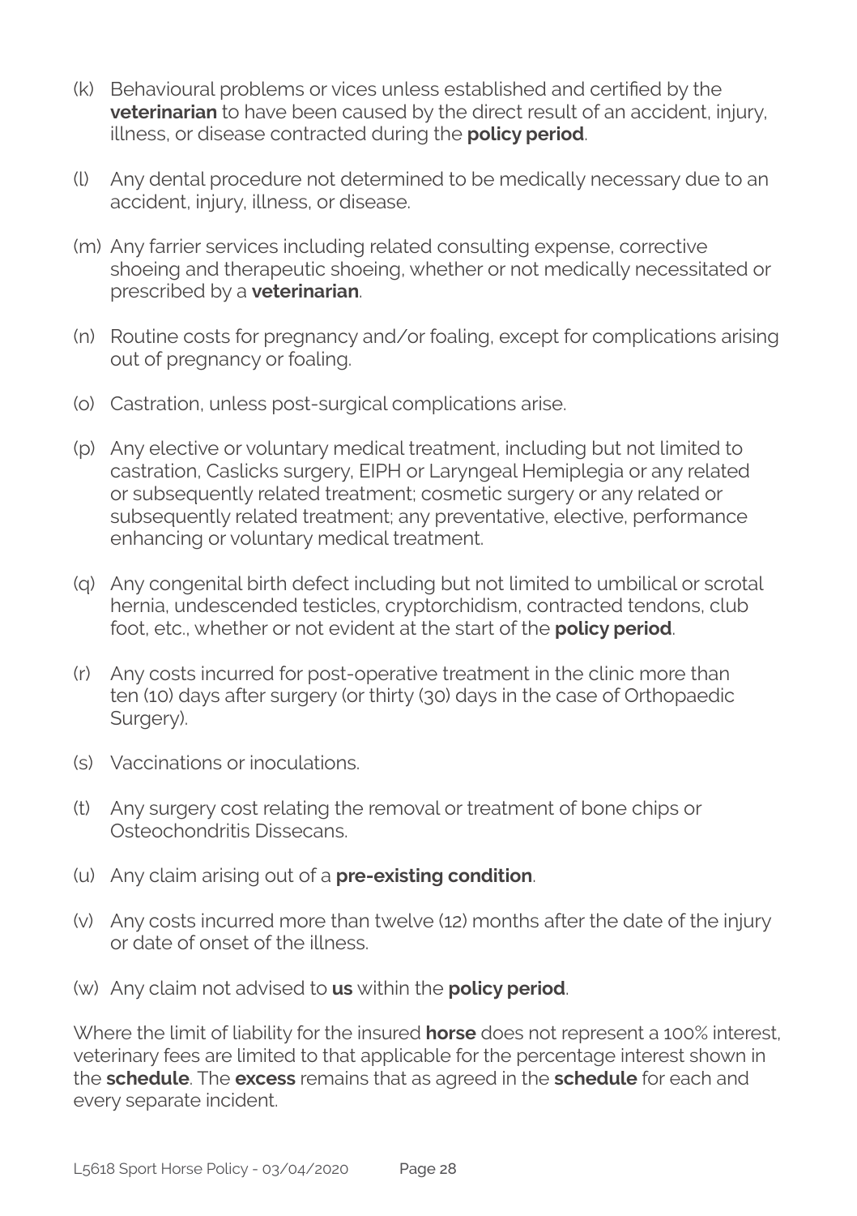(k) Behavioural problems or vices unless established and certified by the **veterinarian** to have been caused by the direct result of an accident, injury, illness, or disease contracted during the **policy period**.

(l) Any dental procedure not determined to be medically necessary due to an accident, injury, illness, or disease.

(m) Any farrier services including related consulting expense, corrective shoeing and therapeutic shoeing, whether or not medically necessitated or prescribed by a **veterinarian**.

(n) Routine costs for pregnancy and/or foaling, except for complications arising out of pregnancy or foaling.

(o) Castration, unless post-surgical complications arise.

(p) Any elective or voluntary medical treatment, including but not limited to castration, Caslicks surgery, EIPH or Laryngeal Hemiplegia or any related or subsequently related treatment; cosmetic surgery or any related or subsequently related treatment; any preventative, elective, performance enhancing or voluntary medical treatment.

(q) Any congenital birth defect including but not limited to umbilical or scrotal hernia, undescended testicles, cryptorchidism, contracted tendons, club foot, etc., whether or not evident at the start of the **policy period**.

(r) Any costs incurred for post-operative treatment in the clinic more than ten (10) days after surgery (or thirty (30) days in the case of Orthopaedic Surgery).

(s) Vaccinations or inoculations.

(t) Any surgery cost relating the removal or treatment of bone chips or Osteochondritis Dissecans.

(u) Any claim arising out of a **pre-existing condition**.

(v) Any costs incurred more than twelve (12) months after the date of the injury or date of onset of the illness.

(w) Any claim not advised to **us** within the **policy period**.

Where the limit of liability for the insured **horse** does not represent a 100% interest, veterinary fees are limited to that applicable for the percentage interest shown in the **schedule**. The **excess** remains that as agreed in the **schedule** for each and every separate incident.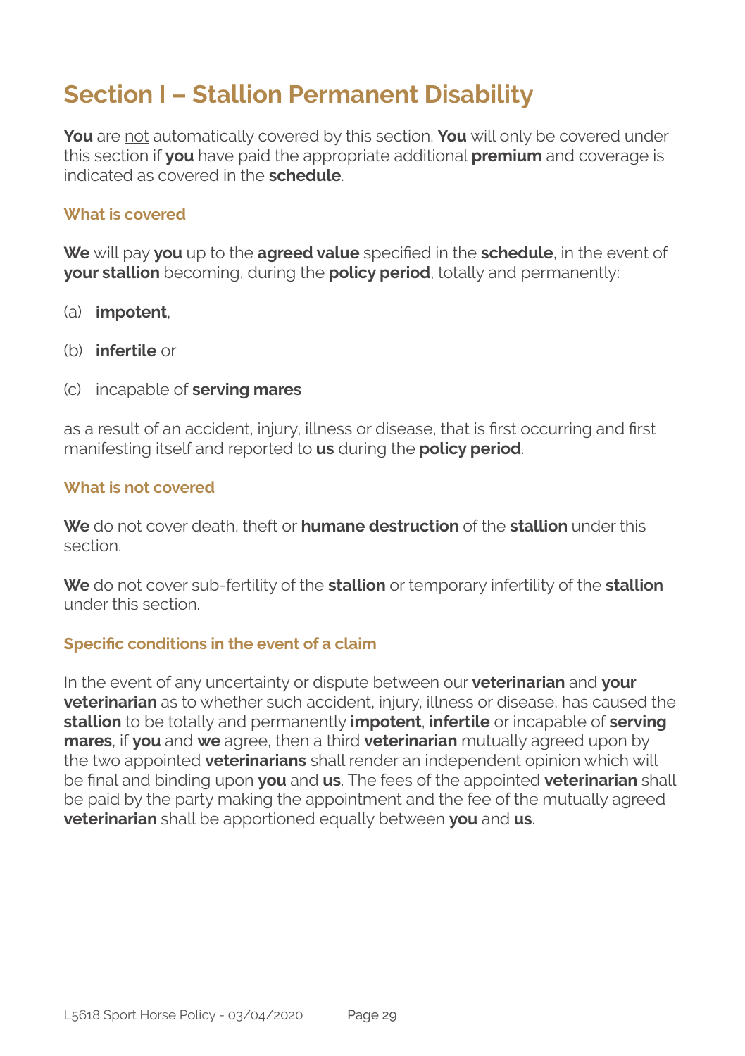# Section I – Stallion Permanent Disability

**You** are not automatically covered by this section. **You** will only be covered under this section if **you** have paid the appropriate additional **premium** and coverage is indicated as covered in the **schedule**.

### What is covered

**We** will pay **you** up to the **agreed value** specified in the **schedule**, in the event of **your stallion** becoming, during the **policy period**, totally and permanently:

(a) **impotent**,

(b) **infertile** or

(c) incapable of **serving mares**

as a result of an accident, injury, illness or disease, that is first occurring and first manifesting itself and reported to **us** during the **policy period**.

### What is not covered

**We** do not cover death, theft or **humane destruction** of the **stallion** under this section.

**We** do not cover sub-fertility of the **stallion** or temporary infertility of the **stallion** under this section.

### Specific conditions in the event of a claim

In the event of any uncertainty or dispute between our **veterinarian** and **your veterinarian** as to whether such accident, injury, illness or disease, has caused the **stallion** to be totally and permanently **impotent**, **infertile** or incapable of **serving mares**, if **you** and **we** agree, then a third **veterinarian** mutually agreed upon by the two appointed **veterinarians** shall render an independent opinion which will be final and binding upon **you** and **us**. The fees of the appointed **veterinarian** shall be paid by the party making the appointment and the fee of the mutually agreed **veterinarian** shall be apportioned equally between **you** and **us**.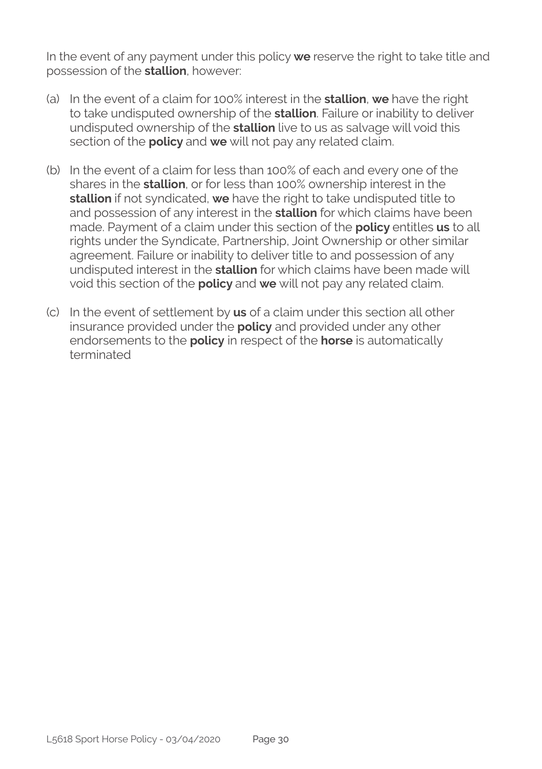In the event of any payment under this policy **we** reserve the right to take title and possession of the **stallion**, however:

(a) In the event of a claim for 100% interest in the **stallion**, **we** have the right to take undisputed ownership of the **stallion**. Failure or inability to deliver undisputed ownership of the **stallion** live to us as salvage will void this section of the **policy** and **we** will not pay any related claim.

(b) In the event of a claim for less than 100% of each and every one of the shares in the **stallion**, or for less than 100% ownership interest in the **stallion** if not syndicated, **we** have the right to take undisputed title to and possession of any interest in the **stallion** for which claims have been made. Payment of a claim under this section of the **policy** entitles **us** to all rights under the Syndicate, Partnership, Joint Ownership or other similar agreement. Failure or inability to deliver title to and possession of any undisputed interest in the **stallion** for which claims have been made will void this section of the **policy** and **we** will not pay any related claim.

(c) In the event of settlement by **us** of a claim under this section all other insurance provided under the **policy** and provided under any other endorsements to the **policy** in respect of the **horse** is automatically terminated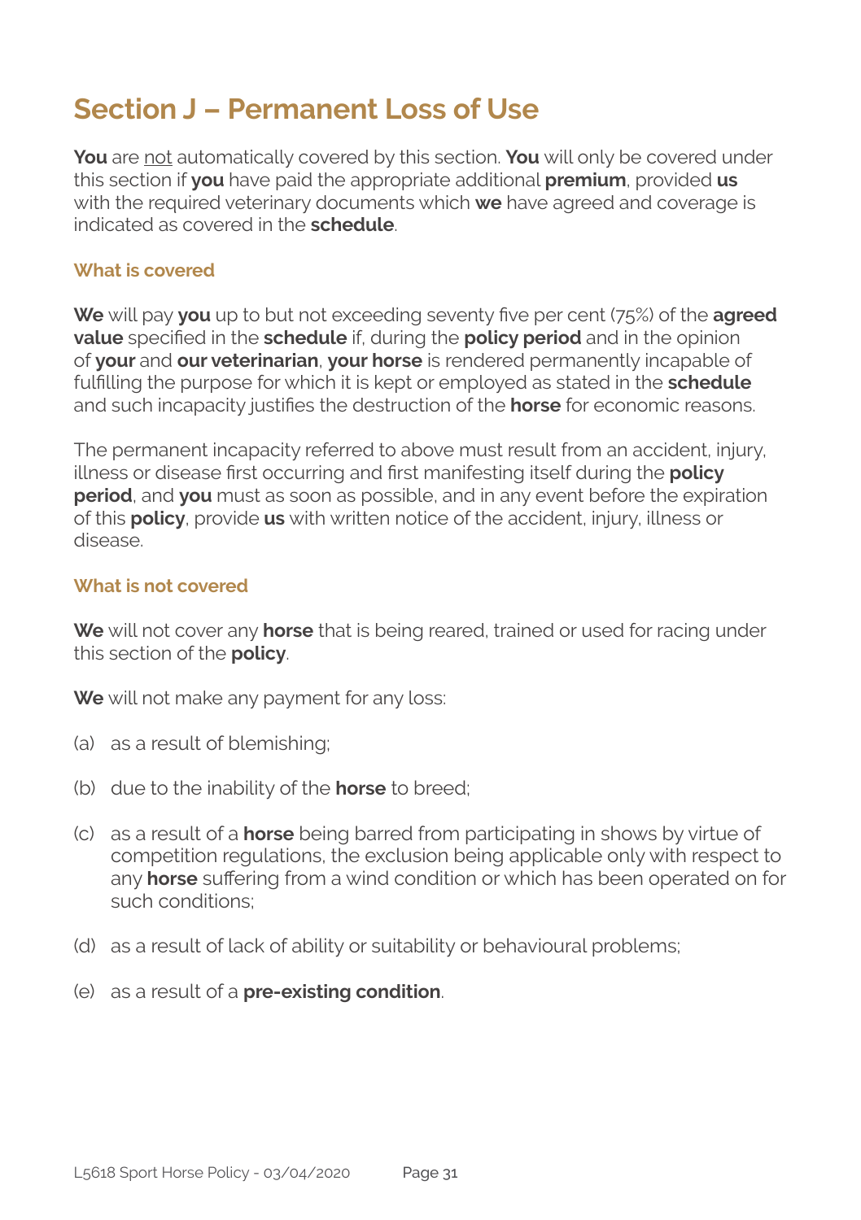# Section J – Permanent Loss of Use

**You** are not automatically covered by this section. **You** will only be covered under this section if **you** have paid the appropriate additional **premium**, provided **us** with the required veterinary documents which **we** have agreed and coverage is indicated as covered in the **schedule**.

### What is covered

**We** will pay **you** up to but not exceeding seventy five per cent (75%) of the **agreed value** specified in the **schedule** if, during the **policy period** and in the opinion of **your** and **our veterinarian**, **your horse** is rendered permanently incapable of fulfilling the purpose for which it is kept or employed as stated in the **schedule** and such incapacity justifies the destruction of the **horse** for economic reasons.

The permanent incapacity referred to above must result from an accident, injury, illness or disease first occurring and first manifesting itself during the **policy period**, and **you** must as soon as possible, and in any event before the expiration of this **policy**, provide **us** with written notice of the accident, injury, illness or disease.

### What is not covered

**We** will not cover any **horse** that is being reared, trained or used for racing under this section of the **policy**.

**We** will not make any payment for any loss:

(a) as a result of blemishing;

(b) due to the inability of the **horse** to breed;

(c) as a result of a **horse** being barred from participating in shows by virtue of competition regulations, the exclusion being applicable only with respect to any **horse** suffering from a wind condition or which has been operated on for such conditions;

(d) as a result of lack of ability or suitability or behavioural problems;

(e) as a result of a **pre-existing condition**.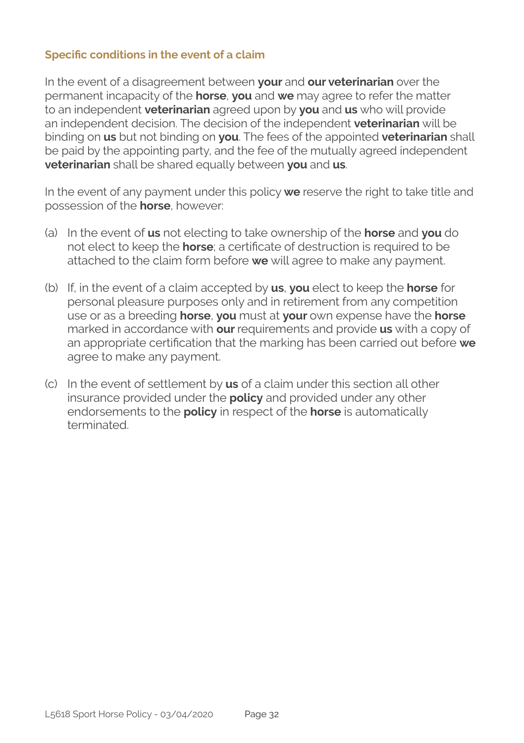### Specific conditions in the event of a claim

In the event of a disagreement between **your** and **our veterinarian** over the permanent incapacity of the **horse**, **you** and **we** may agree to refer the matter to an independent **veterinarian** agreed upon by **you** and **us** who will provide an independent decision. The decision of the independent **veterinarian** will be binding on **us** but not binding on **you**. The fees of the appointed **veterinarian** shall be paid by the appointing party, and the fee of the mutually agreed independent **veterinarian** shall be shared equally between **you** and **us**.

In the event of any payment under this policy **we** reserve the right to take title and possession of the **horse**, however:

(a) In the event of **us** not electing to take ownership of the **horse** and **you** do not elect to keep the **horse**; a certificate of destruction is required to be attached to the claim form before **we** will agree to make any payment.

(b) If, in the event of a claim accepted by **us**, **you** elect to keep the **horse** for personal pleasure purposes only and in retirement from any competition use or as a breeding **horse**, **you** must at **your** own expense have the **horse** marked in accordance with **our** requirements and provide **us** with a copy of an appropriate certification that the marking has been carried out before **we** agree to make any payment.

(c) In the event of settlement by **us** of a claim under this section all other insurance provided under the **policy** and provided under any other endorsements to the **policy** in respect of the **horse** is automatically terminated.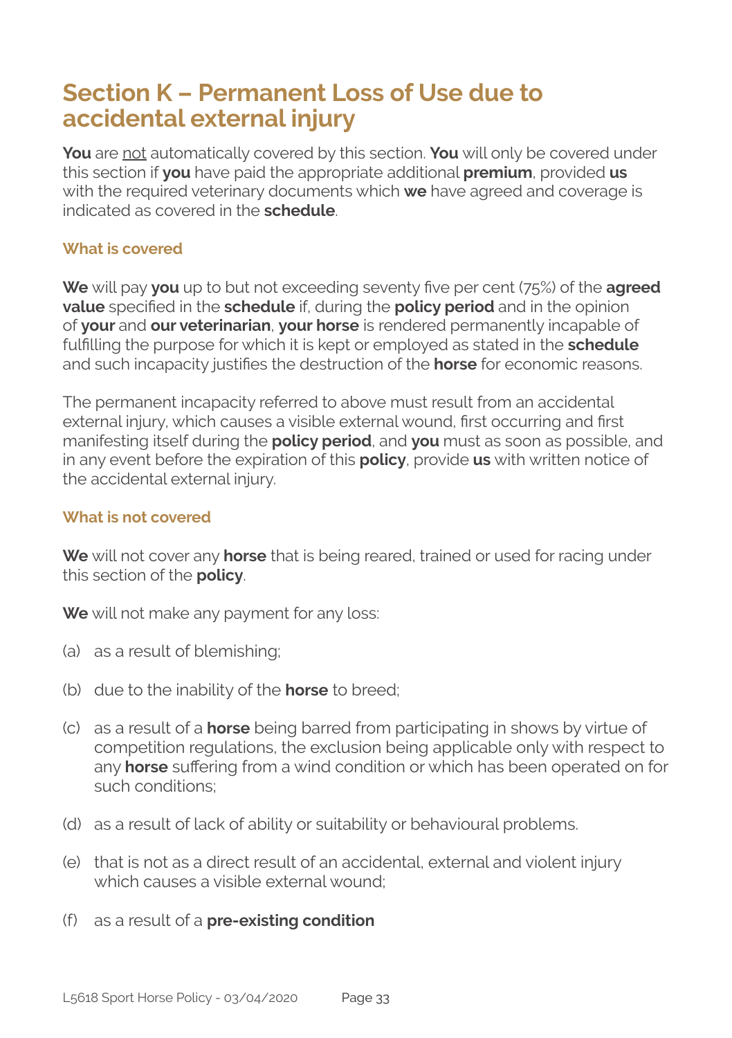# Section K – Permanent Loss of Use due to accidental external injury

**You** are not automatically covered by this section. **You** will only be covered under this section if **you** have paid the appropriate additional **premium**, provided **us** with the required veterinary documents which **we** have agreed and coverage is indicated as covered in the **schedule**.

### What is covered

**We** will pay **you** up to but not exceeding seventy five per cent (75%) of the **agreed value** specified in the **schedule** if, during the **policy period** and in the opinion of **your** and **our veterinarian**, **your horse** is rendered permanently incapable of fulfilling the purpose for which it is kept or employed as stated in the **schedule** and such incapacity justifies the destruction of the **horse** for economic reasons.

The permanent incapacity referred to above must result from an accidental external injury, which causes a visible external wound, first occurring and first manifesting itself during the **policy period**, and **you** must as soon as possible, and in any event before the expiration of this **policy**, provide **us** with written notice of the accidental external injury.

### What is not covered

**We** will not cover any **horse** that is being reared, trained or used for racing under this section of the **policy**.

**We** will not make any payment for any loss:

(a) as a result of blemishing;

(b) due to the inability of the **horse** to breed;

(c) as a result of a **horse** being barred from participating in shows by virtue of competition regulations, the exclusion being applicable only with respect to any **horse** suffering from a wind condition or which has been operated on for such conditions;

(d) as a result of lack of ability or suitability or behavioural problems.

(e) that is not as a direct result of an accidental, external and violent injury which causes a visible external wound;

(f) as a result of a **pre-existing condition**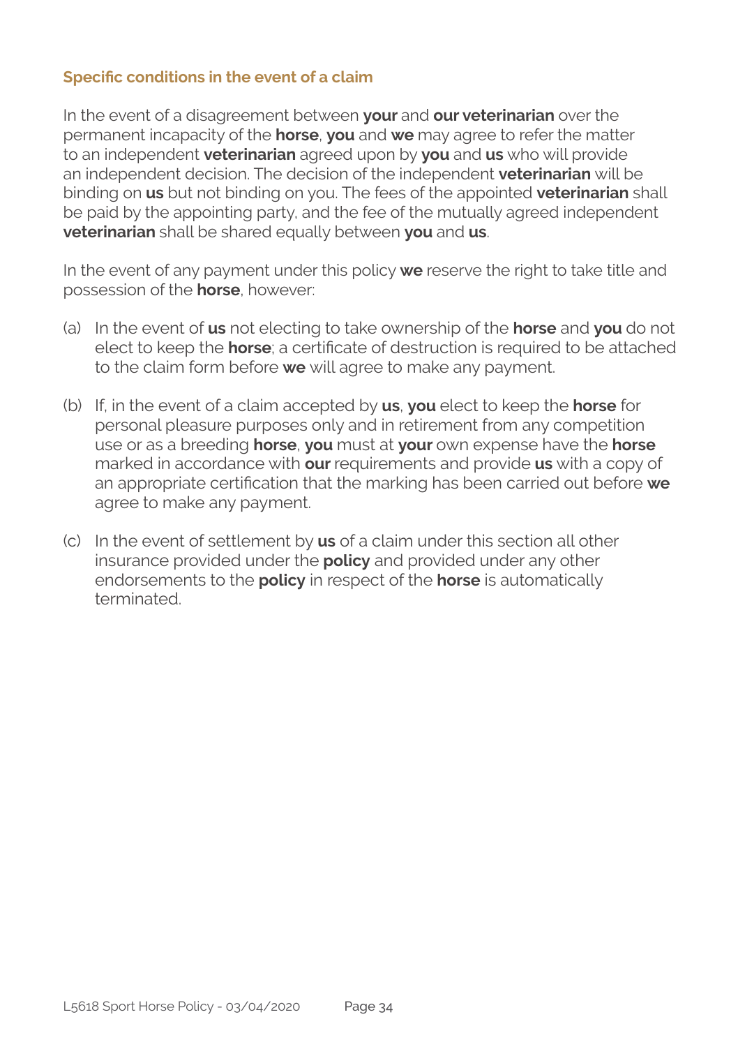### Specific conditions in the event of a claim

In the event of a disagreement between **your** and **our veterinarian** over the permanent incapacity of the **horse**, **you** and **we** may agree to refer the matter to an independent **veterinarian** agreed upon by **you** and **us** who will provide an independent decision. The decision of the independent **veterinarian** will be binding on **us** but not binding on you. The fees of the appointed **veterinarian** shall be paid by the appointing party, and the fee of the mutually agreed independent **veterinarian** shall be shared equally between **you** and **us**.

In the event of any payment under this policy **we** reserve the right to take title and possession of the **horse**, however:

(a) In the event of **us** not electing to take ownership of the **horse** and **you** do not elect to keep the **horse**; a certificate of destruction is required to be attached to the claim form before **we** will agree to make any payment.

(b) If, in the event of a claim accepted by **us**, **you** elect to keep the **horse** for personal pleasure purposes only and in retirement from any competition use or as a breeding **horse**, **you** must at **your** own expense have the **horse** marked in accordance with **our** requirements and provide **us** with a copy of an appropriate certification that the marking has been carried out before **we** agree to make any payment.

(c) In the event of settlement by **us** of a claim under this section all other insurance provided under the **policy** and provided under any other endorsements to the **policy** in respect of the **horse** is automatically terminated.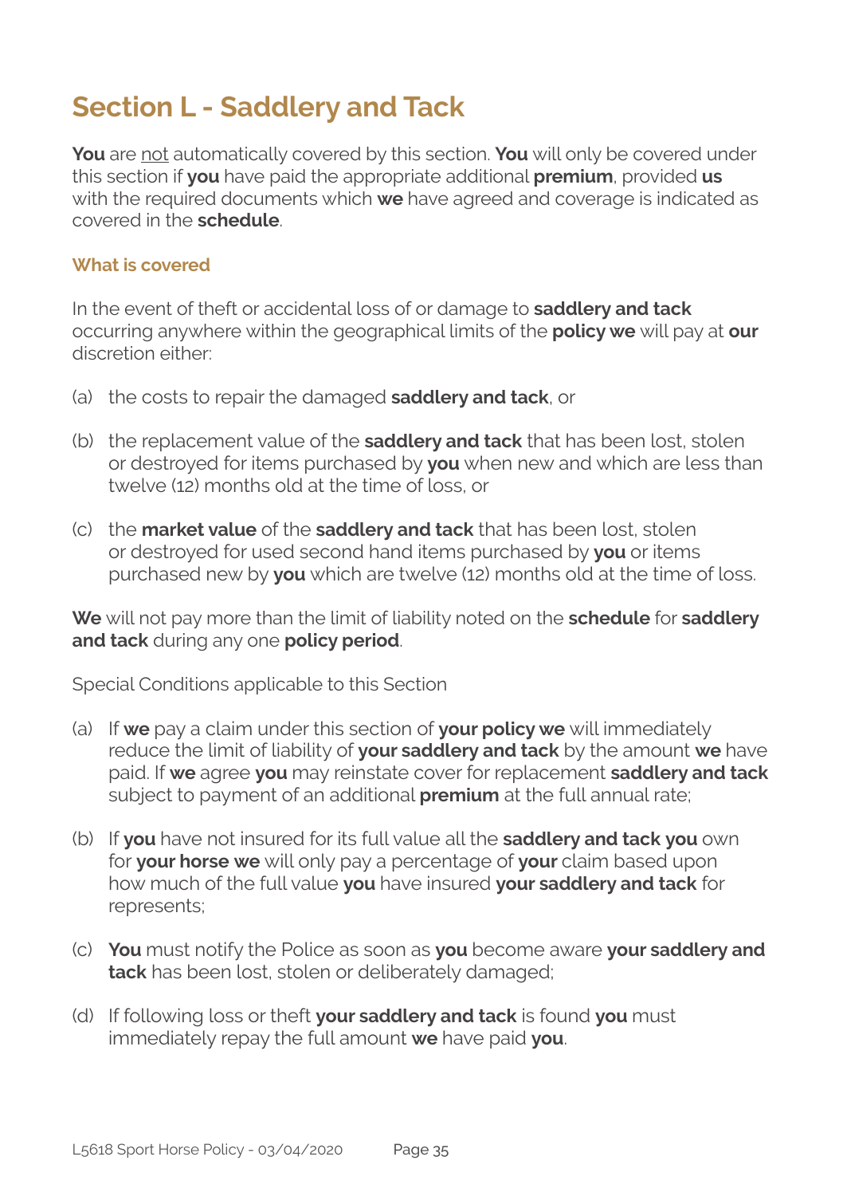# Section L - Saddlery and Tack

**You** are not automatically covered by this section. **You** will only be covered under this section if **you** have paid the appropriate additional **premium**, provided **us** with the required documents which **we** have agreed and coverage is indicated as covered in the **schedule**.

### What is covered

In the event of theft or accidental loss of or damage to **saddlery and tack** occurring anywhere within the geographical limits of the **policy we** will pay at **our** discretion either:

(a) the costs to repair the damaged **saddlery and tack**, or

(b) the replacement value of the **saddlery and tack** that has been lost, stolen or destroyed for items purchased by **you** when new and which are less than twelve (12) months old at the time of loss, or

(c) the **market value** of the **saddlery and tack** that has been lost, stolen or destroyed for used second hand items purchased by **you** or items purchased new by **you** which are twelve (12) months old at the time of loss.

**We** will not pay more than the limit of liability noted on the **schedule** for **saddlery and tack** during any one **policy period**.

Special Conditions applicable to this Section

(a) If **we** pay a claim under this section of **your policy we** will immediately reduce the limit of liability of **your saddlery and tack** by the amount **we** have paid. If **we** agree **you** may reinstate cover for replacement **saddlery and tack** subject to payment of an additional **premium** at the full annual rate;

(b) If **you** have not insured for its full value all the **saddlery and tack you** own for **your horse we** will only pay a percentage of **your** claim based upon how much of the full value **you** have insured **your saddlery and tack** for represents;

(c) **You** must notify the Police as soon as **you** become aware **your saddlery and tack** has been lost, stolen or deliberately damaged;

(d) If following loss or theft **your saddlery and tack** is found **you** must immediately repay the full amount **we** have paid **you**.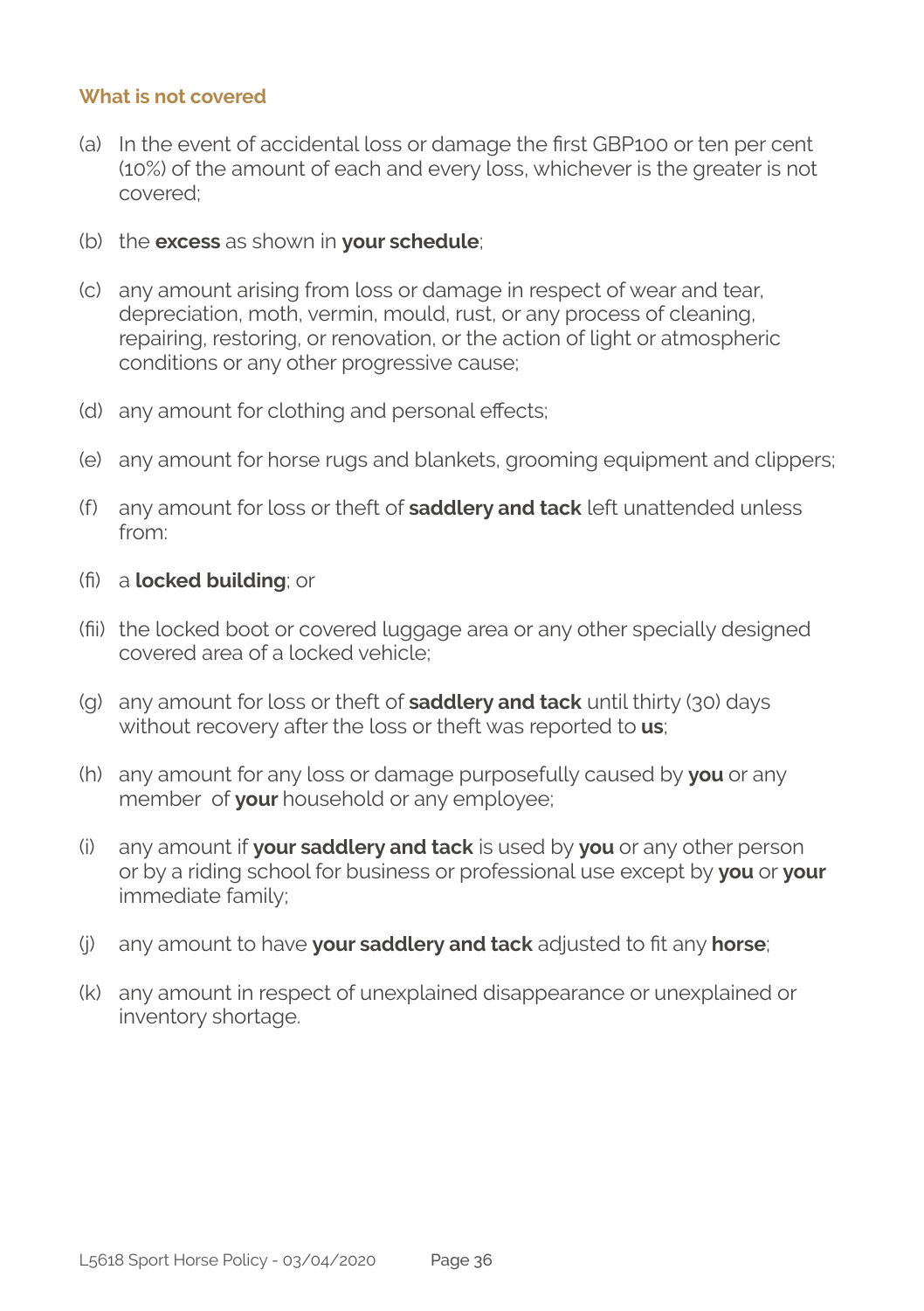### What is not covered

(a) In the event of accidental loss or damage the first GBP100 or ten per cent (10%) of the amount of each and every loss, whichever is the greater is not covered;

(b) the **excess** as shown in **your schedule**;

(c) any amount arising from loss or damage in respect of wear and tear, depreciation, moth, vermin, mould, rust, or any process of cleaning, repairing, restoring, or renovation, or the action of light or atmospheric conditions or any other progressive cause;

(d) any amount for clothing and personal effects;

(e) any amount for horse rugs and blankets, grooming equipment and clippers;

(f) any amount for loss or theft of **saddlery and tack** left unattended unless from:

(fi) a **locked building**; or

(fii) the locked boot or covered luggage area or any other specially designed covered area of a locked vehicle;

(g) any amount for loss or theft of **saddlery and tack** until thirty (30) days without recovery after the loss or theft was reported to **us**;

(h) any amount for any loss or damage purposefully caused by **you** or any member of **your** household or any employee;

(i) any amount if **your saddlery and tack** is used by **you** or any other person or by a riding school for business or professional use except by **you** or **your** immediate family;

(j) any amount to have **your saddlery and tack** adjusted to fit any **horse**;

(k) any amount in respect of unexplained disappearance or unexplained or inventory shortage.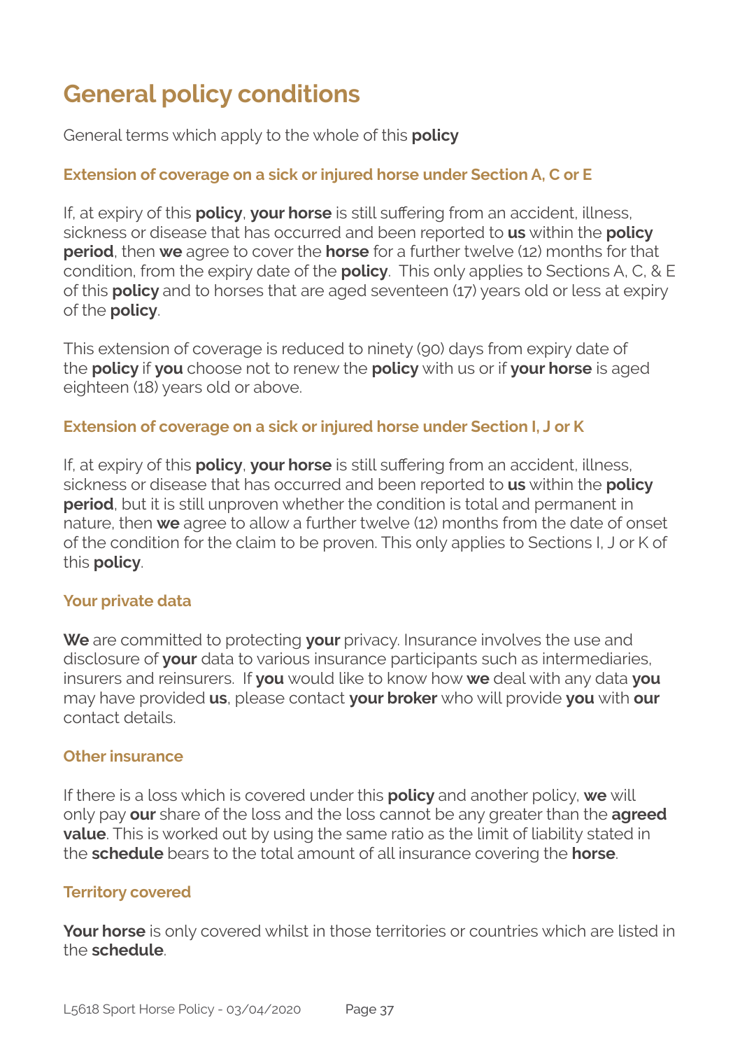# General policy conditions

General terms which apply to the whole of this **policy**

### Extension of coverage on a sick or injured horse under Section A, C or E

If, at expiry of this **policy**, **your horse** is still suffering from an accident, illness, sickness or disease that has occurred and been reported to **us** within the **policy period**, then **we** agree to cover the **horse** for a further twelve (12) months for that condition, from the expiry date of the **policy**. This only applies to Sections A, C, & E of this **policy** and to horses that are aged seventeen (17) years old or less at expiry of the **policy**.

This extension of coverage is reduced to ninety (90) days from expiry date of the **policy** if **you** choose not to renew the **policy** with us or if **your horse** is aged eighteen (18) years old or above.

### Extension of coverage on a sick or injured horse under Section I, J or K

If, at expiry of this **policy**, **your horse** is still suffering from an accident, illness, sickness or disease that has occurred and been reported to **us** within the **policy period**, but it is still unproven whether the condition is total and permanent in nature, then **we** agree to allow a further twelve (12) months from the date of onset of the condition for the claim to be proven. This only applies to Sections I, J or K of this **policy**.

### Your private data

**We** are committed to protecting **your** privacy. Insurance involves the use and disclosure of **your** data to various insurance participants such as intermediaries, insurers and reinsurers. If **you** would like to know how **we** deal with any data **you** may have provided **us**, please contact **your broker** who will provide **you** with **our** contact details.

### Other insurance

If there is a loss which is covered under this **policy** and another policy, **we** will only pay **our** share of the loss and the loss cannot be any greater than the **agreed value**. This is worked out by using the same ratio as the limit of liability stated in the **schedule** bears to the total amount of all insurance covering the **horse**.

### Territory covered

**Your horse** is only covered whilst in those territories or countries which are listed in the **schedule**.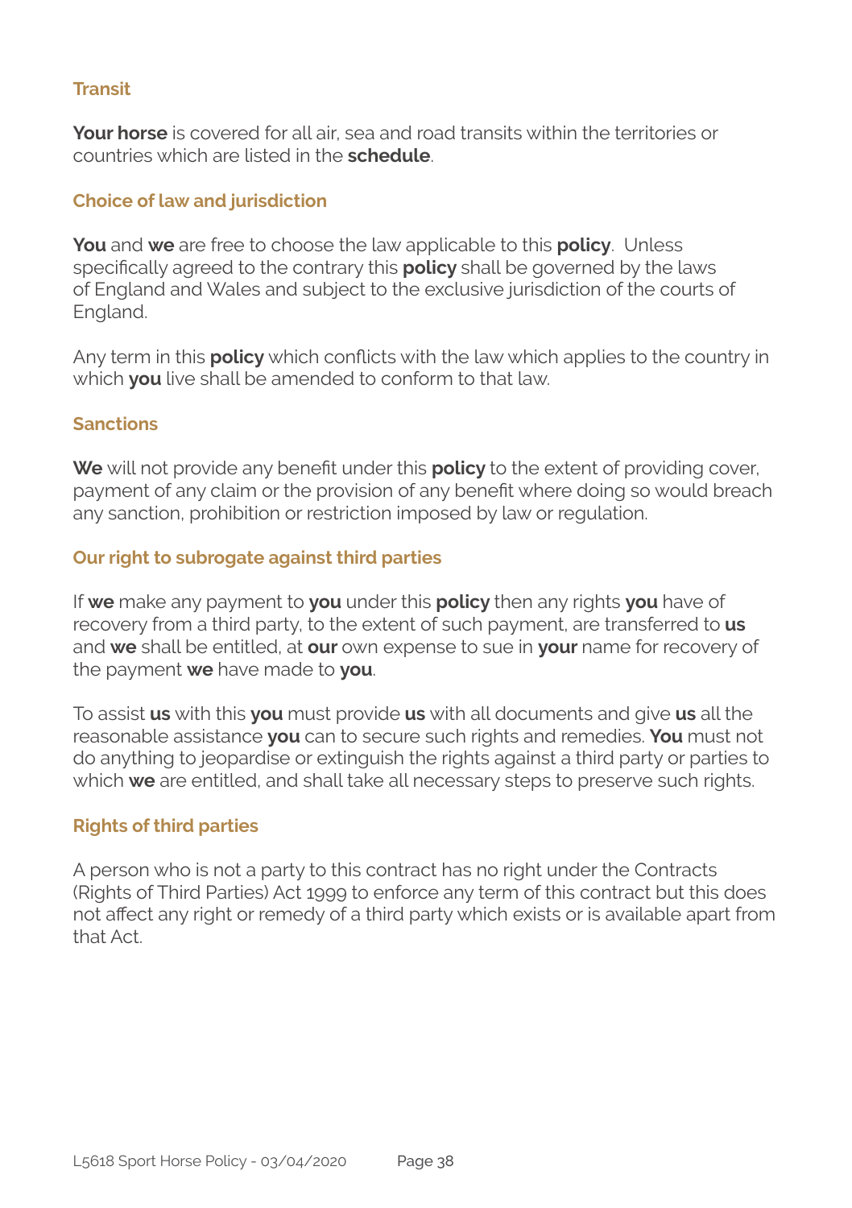### Transit

**Your horse** is covered for all air, sea and road transits within the territories or countries which are listed in the **schedule**.

### Choice of law and jurisdiction

**You** and **we** are free to choose the law applicable to this **policy**. Unless specifically agreed to the contrary this **policy** shall be governed by the laws of England and Wales and subject to the exclusive jurisdiction of the courts of England.

Any term in this **policy** which conflicts with the law which applies to the country in which **you** live shall be amended to conform to that law.

### Sanctions

**We** will not provide any benefit under this **policy** to the extent of providing cover, payment of any claim or the provision of any benefit where doing so would breach any sanction, prohibition or restriction imposed by law or regulation.

### Our right to subrogate against third parties

If **we** make any payment to **you** under this **policy** then any rights **you** have of recovery from a third party, to the extent of such payment, are transferred to **us** and **we** shall be entitled, at **our** own expense to sue in **your** name for recovery of the payment **we** have made to **you**.

To assist **us** with this **you** must provide **us** with all documents and give **us** all the reasonable assistance **you** can to secure such rights and remedies. **You** must not do anything to jeopardise or extinguish the rights against a third party or parties to which **we** are entitled, and shall take all necessary steps to preserve such rights.

### Rights of third parties

A person who is not a party to this contract has no right under the Contracts (Rights of Third Parties) Act 1999 to enforce any term of this contract but this does not affect any right or remedy of a third party which exists or is available apart from that Act.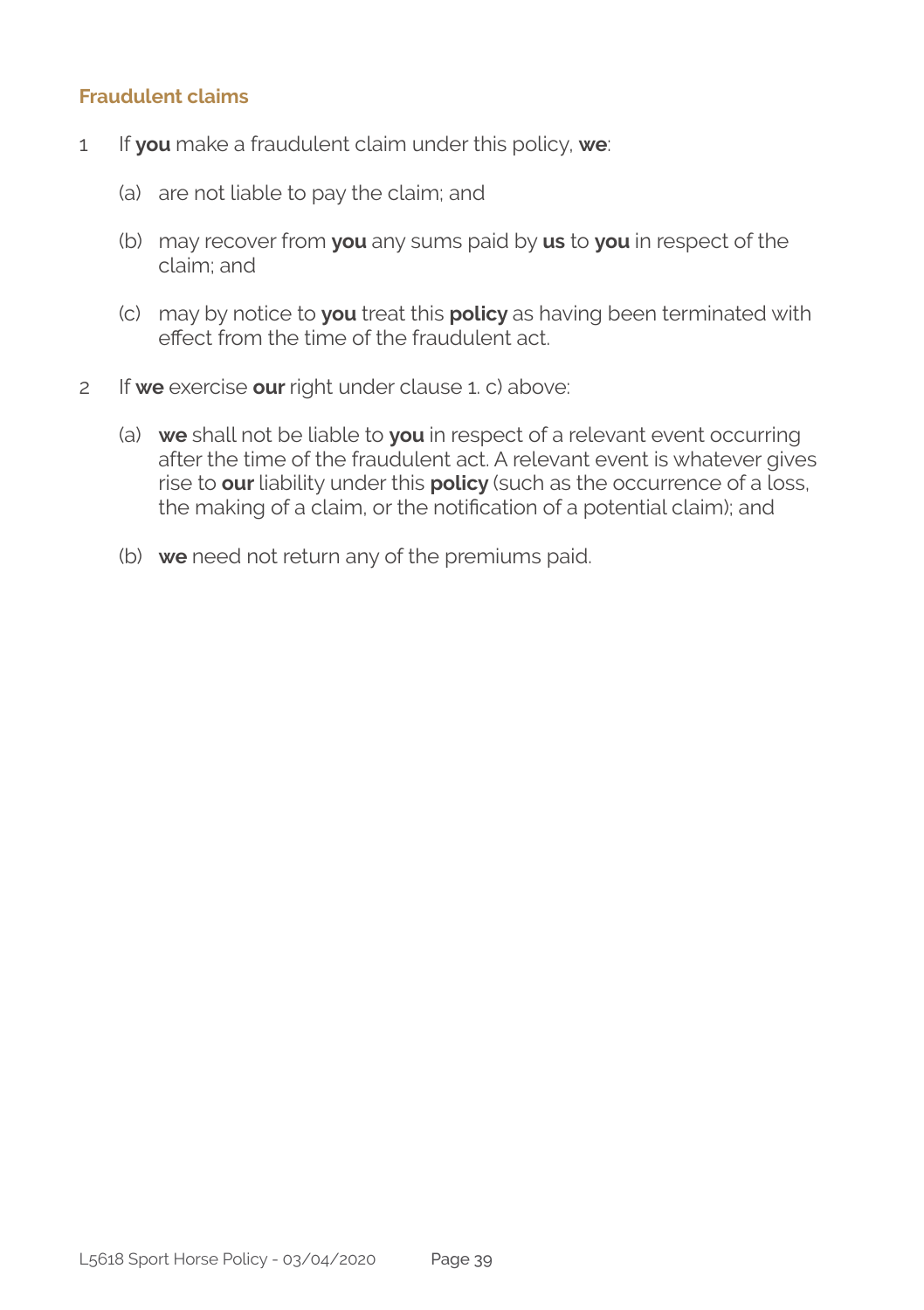## Fraudulent claims

1. If **you** make a fraudulent claim under this policy, **we**:

   (a) are not liable to pay the claim; and

   (b) may recover from **you** any sums paid by **us** to **you** in respect of the claim; and

   (c) may by notice to **you** treat this **policy** as having been terminated with effect from the time of the fraudulent act.

2. If **we** exercise **our** right under clause 1. c) above:

   (a) **we** shall not be liable to **you** in respect of a relevant event occurring after the time of the fraudulent act. A relevant event is whatever gives rise to **our** liability under this **policy** (such as the occurrence of a loss, the making of a claim, or the notification of a potential claim); and

   (b) **we** need not return any of the premiums paid.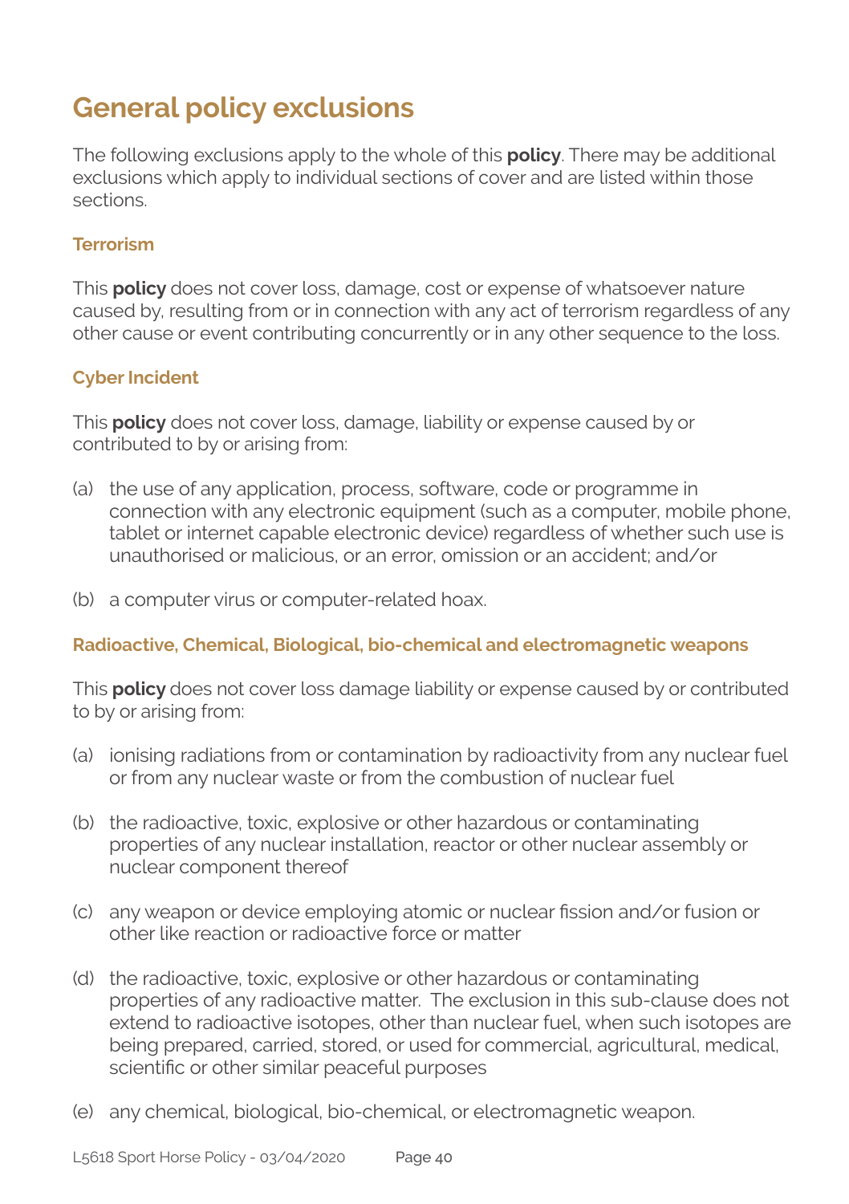# General policy exclusions

The following exclusions apply to the whole of this **policy**. There may be additional exclusions which apply to individual sections of cover and are listed within those sections.

### Terrorism

This **policy** does not cover loss, damage, cost or expense of whatsoever nature caused by, resulting from or in connection with any act of terrorism regardless of any other cause or event contributing concurrently or in any other sequence to the loss.

### Cyber Incident

This **policy** does not cover loss, damage, liability or expense caused by or contributed to by or arising from:

(a) the use of any application, process, software, code or programme in connection with any electronic equipment (such as a computer, mobile phone, tablet or internet capable electronic device) regardless of whether such use is unauthorised or malicious, or an error, omission or an accident; and/or

(b) a computer virus or computer-related hoax.

### Radioactive, Chemical, Biological, bio-chemical and electromagnetic weapons

This **policy** does not cover loss damage liability or expense caused by or contributed to by or arising from:

(a) ionising radiations from or contamination by radioactivity from any nuclear fuel or from any nuclear waste or from the combustion of nuclear fuel

(b) the radioactive, toxic, explosive or other hazardous or contaminating properties of any nuclear installation, reactor or other nuclear assembly or nuclear component thereof

(c) any weapon or device employing atomic or nuclear fission and/or fusion or other like reaction or radioactive force or matter

(d) the radioactive, toxic, explosive or other hazardous or contaminating properties of any radioactive matter. The exclusion in this sub-clause does not extend to radioactive isotopes, other than nuclear fuel, when such isotopes are being prepared, carried, stored, or used for commercial, agricultural, medical, scientific or other similar peaceful purposes

(e) any chemical, biological, bio-chemical, or electromagnetic weapon.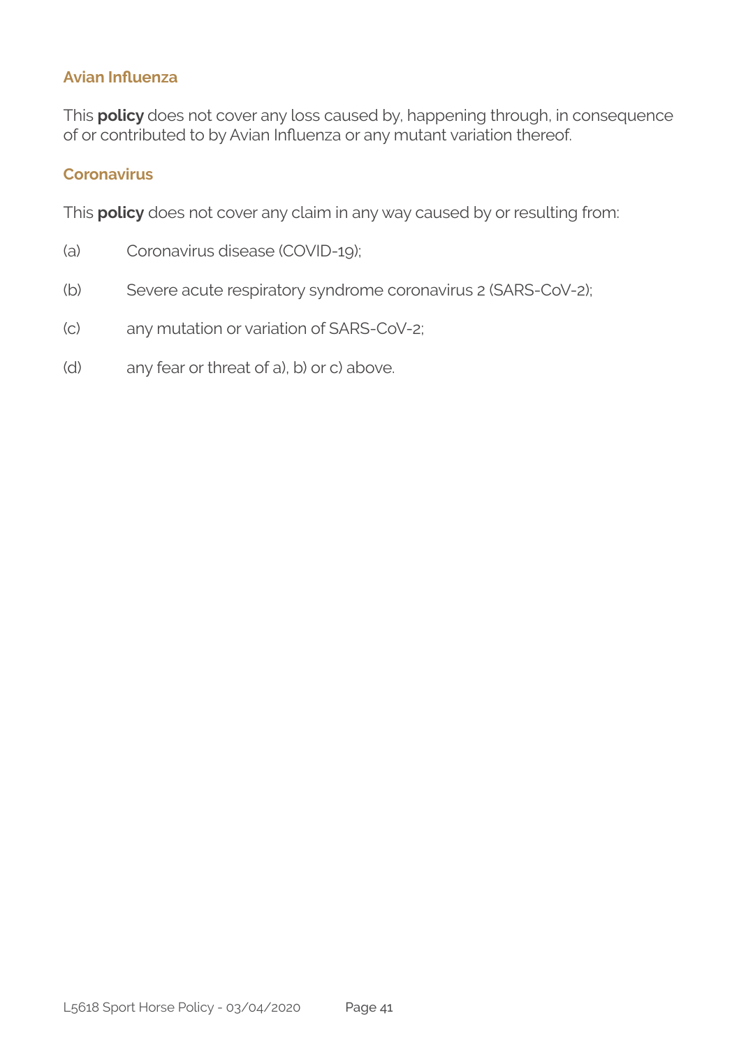### Avian Influenza

This **policy** does not cover any loss caused by, happening through, in consequence of or contributed to by Avian Influenza or any mutant variation thereof.

### Coronavirus

This **policy** does not cover any claim in any way caused by or resulting from:

(a) Coronavirus disease (COVID-19);

(b) Severe acute respiratory syndrome coronavirus 2 (SARS-CoV-2);

(c) any mutation or variation of SARS-CoV-2;

(d) any fear or threat of a), b) or c) above.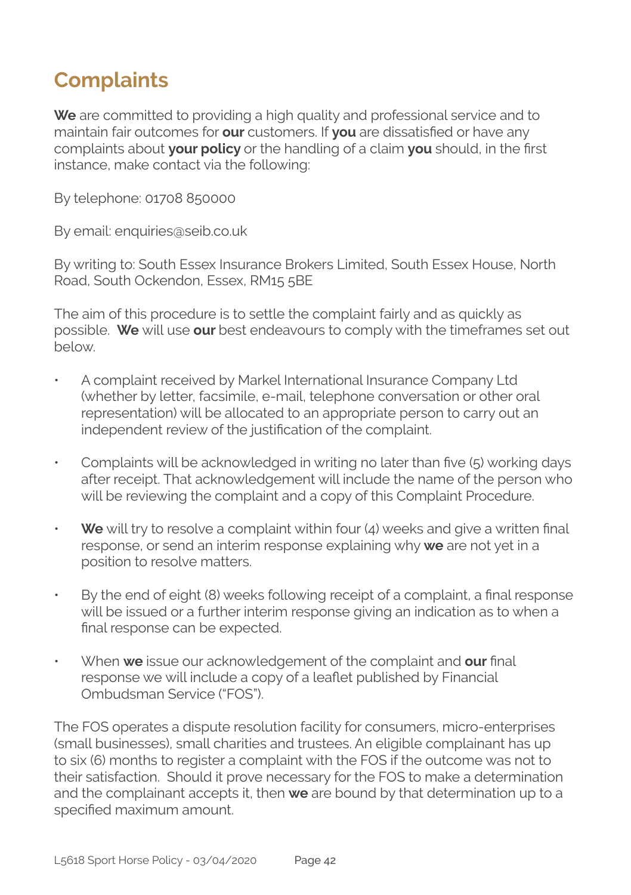# Complaints

**We** are committed to providing a high quality and professional service and to maintain fair outcomes for **our** customers. If **you** are dissatisfied or have any complaints about **your policy** or the handling of a claim **you** should, in the first instance, make contact via the following:

By telephone: 01708 850000

By email: enquiries@seib.co.uk

By writing to: South Essex Insurance Brokers Limited, South Essex House, North Road, South Ockendon, Essex, RM15 5BE

The aim of this procedure is to settle the complaint fairly and as quickly as possible. **We** will use **our** best endeavours to comply with the timeframes set out below.

- A complaint received by Markel International Insurance Company Ltd (whether by letter, facsimile, e-mail, telephone conversation or other oral representation) will be allocated to an appropriate person to carry out an independent review of the justification of the complaint.
- Complaints will be acknowledged in writing no later than five (5) working days after receipt. That acknowledgement will include the name of the person who will be reviewing the complaint and a copy of this Complaint Procedure.
- **We** will try to resolve a complaint within four (4) weeks and give a written final response, or send an interim response explaining why **we** are not yet in a position to resolve matters.
- By the end of eight (8) weeks following receipt of a complaint, a final response will be issued or a further interim response giving an indication as to when a final response can be expected.
- When **we** issue our acknowledgement of the complaint and **our** final response we will include a copy of a leaflet published by Financial Ombudsman Service ("FOS").

The FOS operates a dispute resolution facility for consumers, micro-enterprises (small businesses), small charities and trustees. An eligible complainant has up to six (6) months to register a complaint with the FOS if the outcome was not to their satisfaction. Should it prove necessary for the FOS to make a determination and the complainant accepts it, then **we** are bound by that determination up to a specified maximum amount.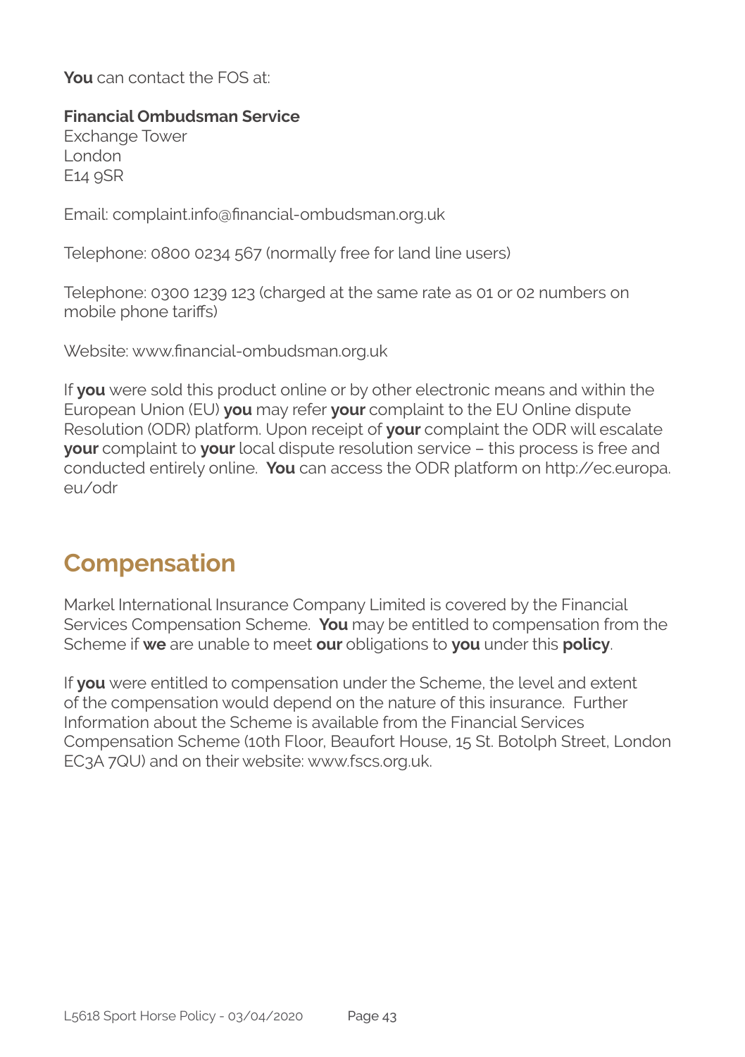**You** can contact the FOS at:

**Financial Ombudsman Service**
Exchange Tower
London
E14 9SR

Email: complaint.info@financial-ombudsman.org.uk

Telephone: 0800 0234 567 (normally free for land line users)

Telephone: 0300 1239 123 (charged at the same rate as 01 or 02 numbers on mobile phone tariffs)

Website: www.financial-ombudsman.org.uk

If **you** were sold this product online or by other electronic means and within the European Union (EU) **you** may refer **your** complaint to the EU Online dispute Resolution (ODR) platform. Upon receipt of **your** complaint the ODR will escalate **your** complaint to **your** local dispute resolution service – this process is free and conducted entirely online. **You** can access the ODR platform on http://ec.europa.eu/odr

## Compensation

Markel International Insurance Company Limited is covered by the Financial Services Compensation Scheme. **You** may be entitled to compensation from the Scheme if **we** are unable to meet **our** obligations to **you** under this **policy**.

If **you** were entitled to compensation under the Scheme, the level and extent of the compensation would depend on the nature of this insurance. Further Information about the Scheme is available from the Financial Services Compensation Scheme (10th Floor, Beaufort House, 15 St. Botolph Street, London EC3A 7QU) and on their website: www.fscs.org.uk.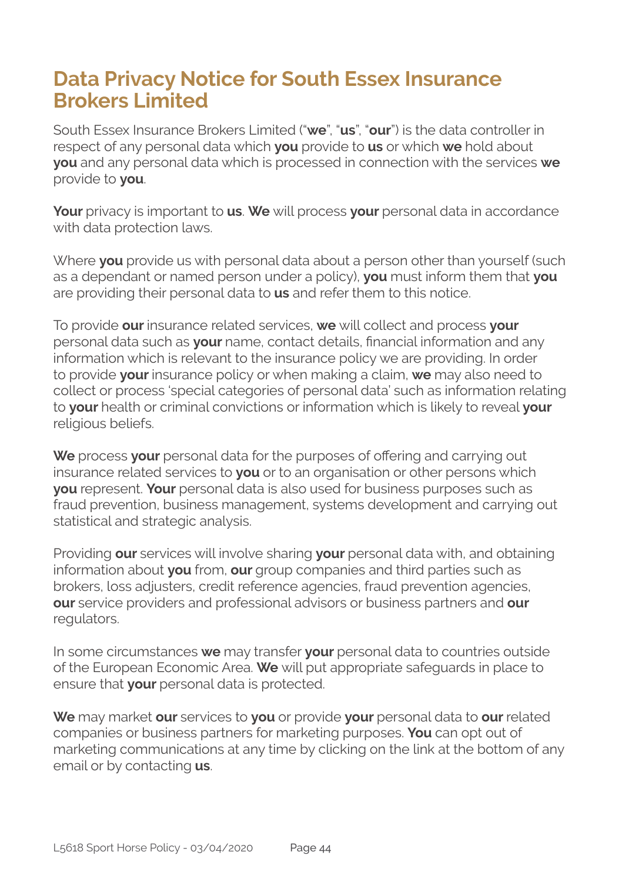# Data Privacy Notice for South Essex Insurance Brokers Limited

South Essex Insurance Brokers Limited ("**we**", "**us**", "**our**") is the data controller in respect of any personal data which **you** provide to **us** or which **we** hold about **you** and any personal data which is processed in connection with the services **we** provide to **you**.

**Your** privacy is important to **us**. **We** will process **your** personal data in accordance with data protection laws.

Where **you** provide us with personal data about a person other than yourself (such as a dependant or named person under a policy), **you** must inform them that **you** are providing their personal data to **us** and refer them to this notice.

To provide **our** insurance related services, **we** will collect and process **your** personal data such as **your** name, contact details, financial information and any information which is relevant to the insurance policy we are providing. In order to provide **your** insurance policy or when making a claim, **we** may also need to collect or process 'special categories of personal data' such as information relating to **your** health or criminal convictions or information which is likely to reveal **your** religious beliefs.

**We** process **your** personal data for the purposes of offering and carrying out insurance related services to **you** or to an organisation or other persons which **you** represent. **Your** personal data is also used for business purposes such as fraud prevention, business management, systems development and carrying out statistical and strategic analysis.

Providing **our** services will involve sharing **your** personal data with, and obtaining information about **you** from, **our** group companies and third parties such as brokers, loss adjusters, credit reference agencies, fraud prevention agencies, **our** service providers and professional advisors or business partners and **our** regulators.

In some circumstances **we** may transfer **your** personal data to countries outside of the European Economic Area. **We** will put appropriate safeguards in place to ensure that **your** personal data is protected.

**We** may market **our** services to **you** or provide **your** personal data to **our** related companies or business partners for marketing purposes. **You** can opt out of marketing communications at any time by clicking on the link at the bottom of any email or by contacting **us**.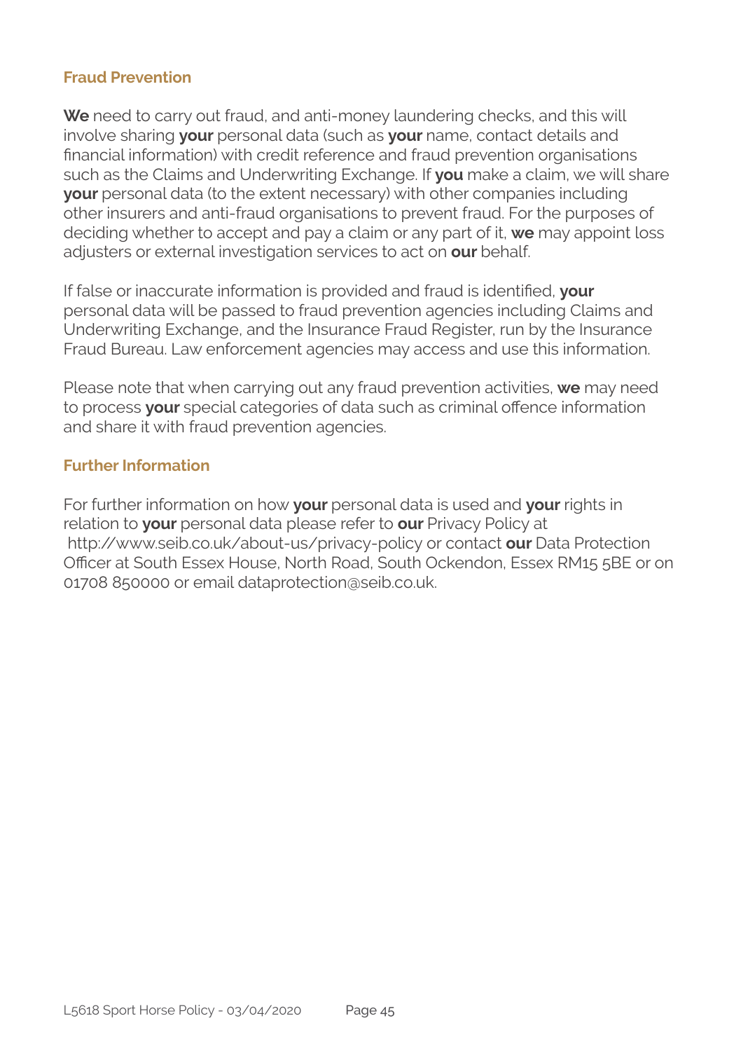## Fraud Prevention

**We** need to carry out fraud, and anti-money laundering checks, and this will involve sharing **your** personal data (such as **your** name, contact details and financial information) with credit reference and fraud prevention organisations such as the Claims and Underwriting Exchange. If **you** make a claim, we will share **your** personal data (to the extent necessary) with other companies including other insurers and anti-fraud organisations to prevent fraud. For the purposes of deciding whether to accept and pay a claim or any part of it, **we** may appoint loss adjusters or external investigation services to act on **our** behalf.

If false or inaccurate information is provided and fraud is identified, **your** personal data will be passed to fraud prevention agencies including Claims and Underwriting Exchange, and the Insurance Fraud Register, run by the Insurance Fraud Bureau. Law enforcement agencies may access and use this information.

Please note that when carrying out any fraud prevention activities, **we** may need to process **your** special categories of data such as criminal offence information and share it with fraud prevention agencies.

## Further Information

For further information on how **your** personal data is used and **your** rights in relation to **your** personal data please refer to **our** Privacy Policy at http://www.seib.co.uk/about-us/privacy-policy or contact **our** Data Protection Officer at South Essex House, North Road, South Ockendon, Essex RM15 5BE or on 01708 850000 or email dataprotection@seib.co.uk.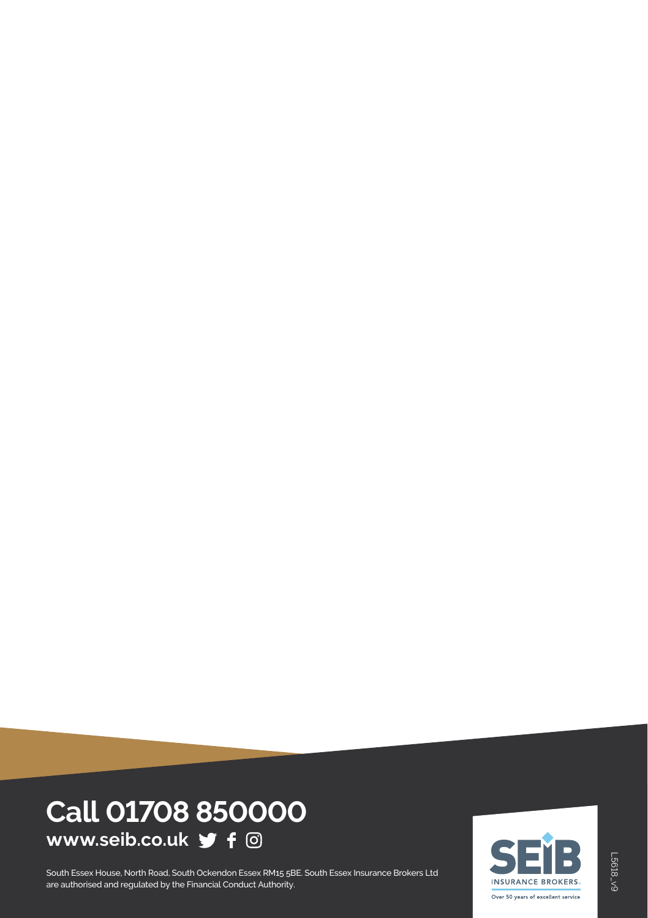# Call 01708 850000

**www.seib.co.uk**

South Essex House, North Road, South Ockendon Essex RM15 5BE. South Essex Insurance Brokers Ltd are authorised and regulated by the Financial Conduct Authority.

SEIB INSURANCE BROKERS.

Over 50 years of excellent service

L5618_v9